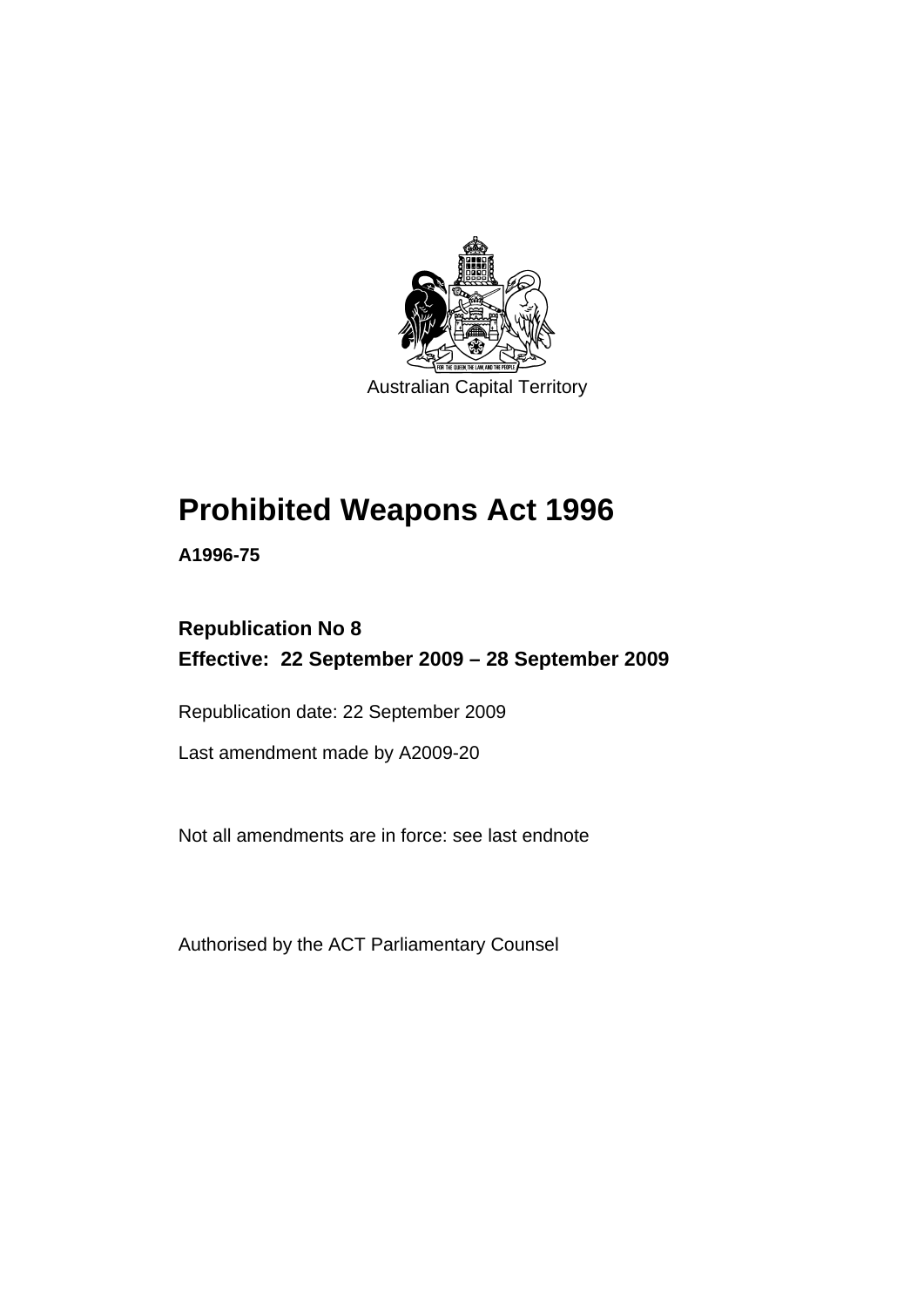Australian Capital Territory

# Prohibited Weapons Act 1996

**A1996-75**

## Republication No 8

## Effective: 22 September 2009 – 28 September 2009

Republication date: 22 September 2009

Last amendment made by A2009-20

Not all amendments are in force: see last endnote

Authorised by the ACT Parliamentary Counsel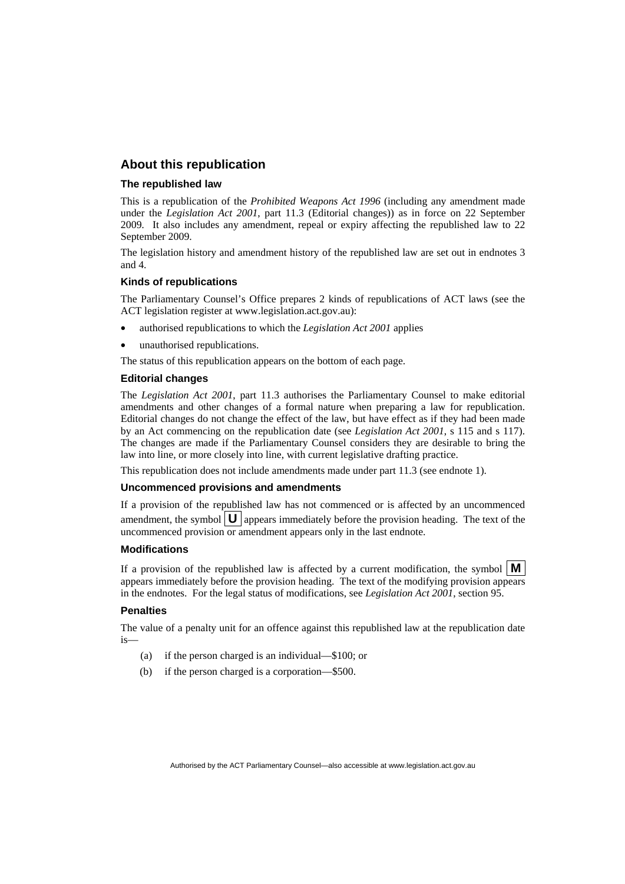## About this republication

### The republished law

This is a republication of the *Prohibited Weapons Act 1996* (including any amendment made under the *Legislation Act 2001*, part 11.3 (Editorial changes)) as in force on 22 September 2009*.* It also includes any amendment, repeal or expiry affecting the republished law to 22 September 2009.

The legislation history and amendment history of the republished law are set out in endnotes 3 and 4.

### Kinds of republications

The Parliamentary Counsel's Office prepares 2 kinds of republications of ACT laws (see the ACT legislation register at www.legislation.act.gov.au):

- authorised republications to which the *Legislation Act 2001* applies
- unauthorised republications.

The status of this republication appears on the bottom of each page.

### Editorial changes

The *Legislation Act 2001*, part 11.3 authorises the Parliamentary Counsel to make editorial amendments and other changes of a formal nature when preparing a law for republication. Editorial changes do not change the effect of the law, but have effect as if they had been made by an Act commencing on the republication date (see *Legislation Act 2001*, s 115 and s 117). The changes are made if the Parliamentary Counsel considers they are desirable to bring the law into line, or more closely into line, with current legislative drafting practice.

This republication does not include amendments made under part 11.3 (see endnote 1).

### Uncommenced provisions and amendments

If a provision of the republished law has not commenced or is affected by an uncommenced amendment, the symbol **U** appears immediately before the provision heading. The text of the uncommenced provision or amendment appears only in the last endnote.

### Modifications

If a provision of the republished law is affected by a current modification, the symbol **M** appears immediately before the provision heading. The text of the modifying provision appears in the endnotes. For the legal status of modifications, see *Legislation Act 2001*, section 95.

### Penalties

The value of a penalty unit for an offence against this republished law at the republication date is—

(a) if the person charged is an individual—$100; or

(b) if the person charged is a corporation—$500.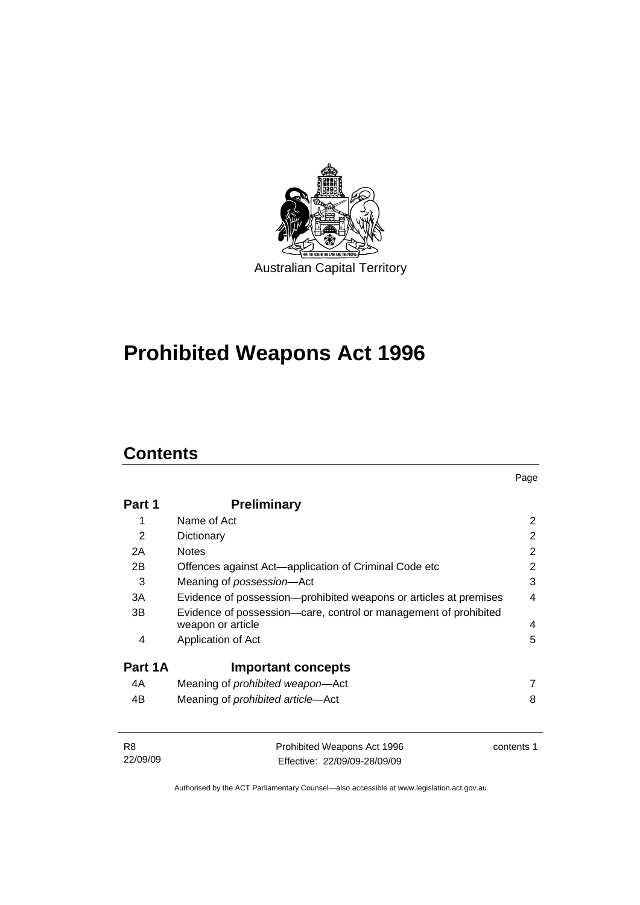Australian Capital Territory

# Prohibited Weapons Act 1996

## Contents

| | | Page |
|---|---|---|
| **Part 1** | **Preliminary** | |
| 1 | Name of Act | 2 |
| 2 | Dictionary | 2 |
| 2A | Notes | 2 |
| 2B | Offences against Act—application of Criminal Code etc | 2 |
| 3 | Meaning of *possession*—Act | 3 |
| 3A | Evidence of possession—prohibited weapons or articles at premises | 4 |
| 3B | Evidence of possession—care, control or management of prohibited weapon or article | 4 |
| 4 | Application of Act | 5 |
| **Part 1A** | **Important concepts** | |
| 4A | Meaning of *prohibited weapon*—Act | 7 |
| 4B | Meaning of *prohibited article*—Act | 8 |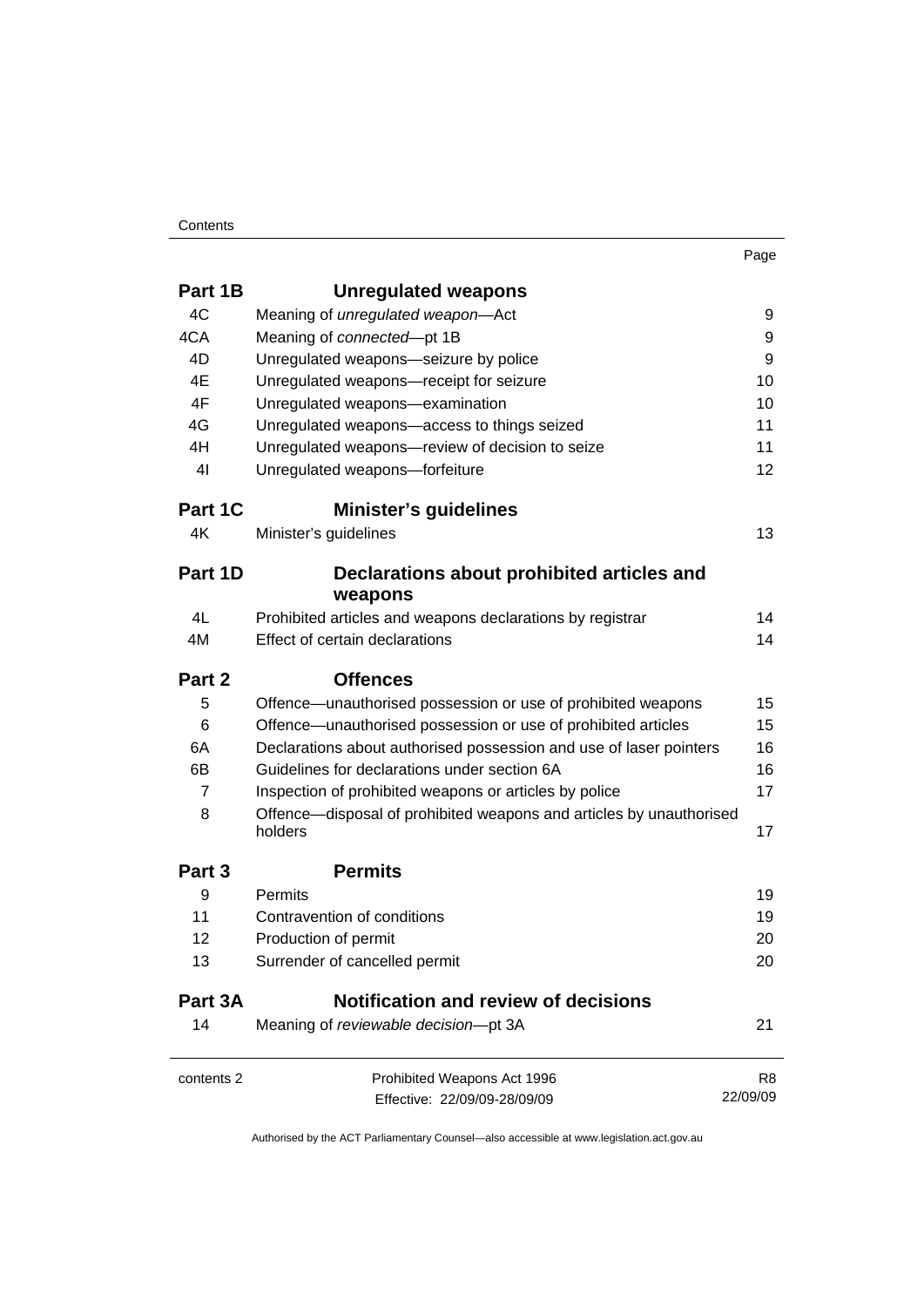| | | Page |
|---|---|---|
| **Part 1B** | **Unregulated weapons** | |
| 4C | Meaning of *unregulated weapon*—Act | 9 |
| 4CA | Meaning of *connected*—pt 1B | 9 |
| 4D | Unregulated weapons—seizure by police | 9 |
| 4E | Unregulated weapons—receipt for seizure | 10 |
| 4F | Unregulated weapons—examination | 10 |
| 4G | Unregulated weapons—access to things seized | 11 |
| 4H | Unregulated weapons—review of decision to seize | 11 |
| 4I | Unregulated weapons—forfeiture | 12 |
| **Part 1C** | **Minister's guidelines** | |
| 4K | Minister's guidelines | 13 |
| **Part 1D** | **Declarations about prohibited articles and weapons** | |
| 4L | Prohibited articles and weapons declarations by registrar | 14 |
| 4M | Effect of certain declarations | 14 |
| **Part 2** | **Offences** | |
| 5 | Offence—unauthorised possession or use of prohibited weapons | 15 |
| 6 | Offence—unauthorised possession or use of prohibited articles | 15 |
| 6A | Declarations about authorised possession and use of laser pointers | 16 |
| 6B | Guidelines for declarations under section 6A | 16 |
| 7 | Inspection of prohibited weapons or articles by police | 17 |
| 8 | Offence—disposal of prohibited weapons and articles by unauthorised holders | 17 |
| **Part 3** | **Permits** | |
| 9 | Permits | 19 |
| 11 | Contravention of conditions | 19 |
| 12 | Production of permit | 20 |
| 13 | Surrender of cancelled permit | 20 |
| **Part 3A** | **Notification and review of decisions** | |
| 14 | Meaning of *reviewable decision*—pt 3A | 21 |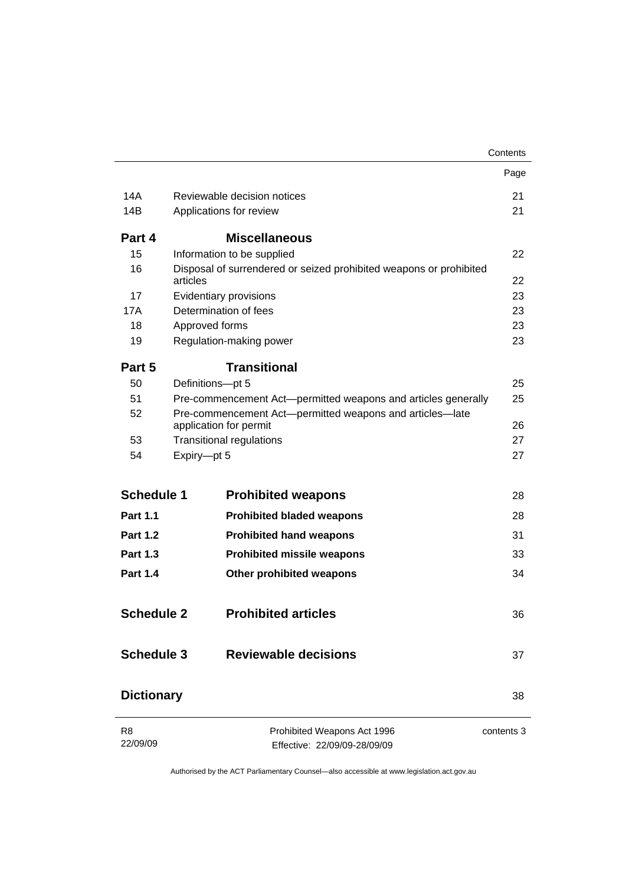| | | Page |
|---|---|---|
| 14A | Reviewable decision notices | 21 |
| 14B | Applications for review | 21 |
| **Part 4** | **Miscellaneous** | |
| 15 | Information to be supplied | 22 |
| 16 | Disposal of surrendered or seized prohibited weapons or prohibited articles | 22 |
| 17 | Evidentiary provisions | 23 |
| 17A | Determination of fees | 23 |
| 18 | Approved forms | 23 |
| 19 | Regulation-making power | 23 |
| **Part 5** | **Transitional** | |
| 50 | Definitions—pt 5 | 25 |
| 51 | Pre-commencement Act—permitted weapons and articles generally | 25 |
| 52 | Pre-commencement Act—permitted weapons and articles—late application for permit | 26 |
| 53 | Transitional regulations | 27 |
| 54 | Expiry—pt 5 | 27 |
| **Schedule 1** | **Prohibited weapons** | 28 |
| **Part 1.1** | **Prohibited bladed weapons** | 28 |
| **Part 1.2** | **Prohibited hand weapons** | 31 |
| **Part 1.3** | **Prohibited missile weapons** | 33 |
| **Part 1.4** | **Other prohibited weapons** | 34 |
| **Schedule 2** | **Prohibited articles** | 36 |
| **Schedule 3** | **Reviewable decisions** | 37 |
| **Dictionary** | | 38 |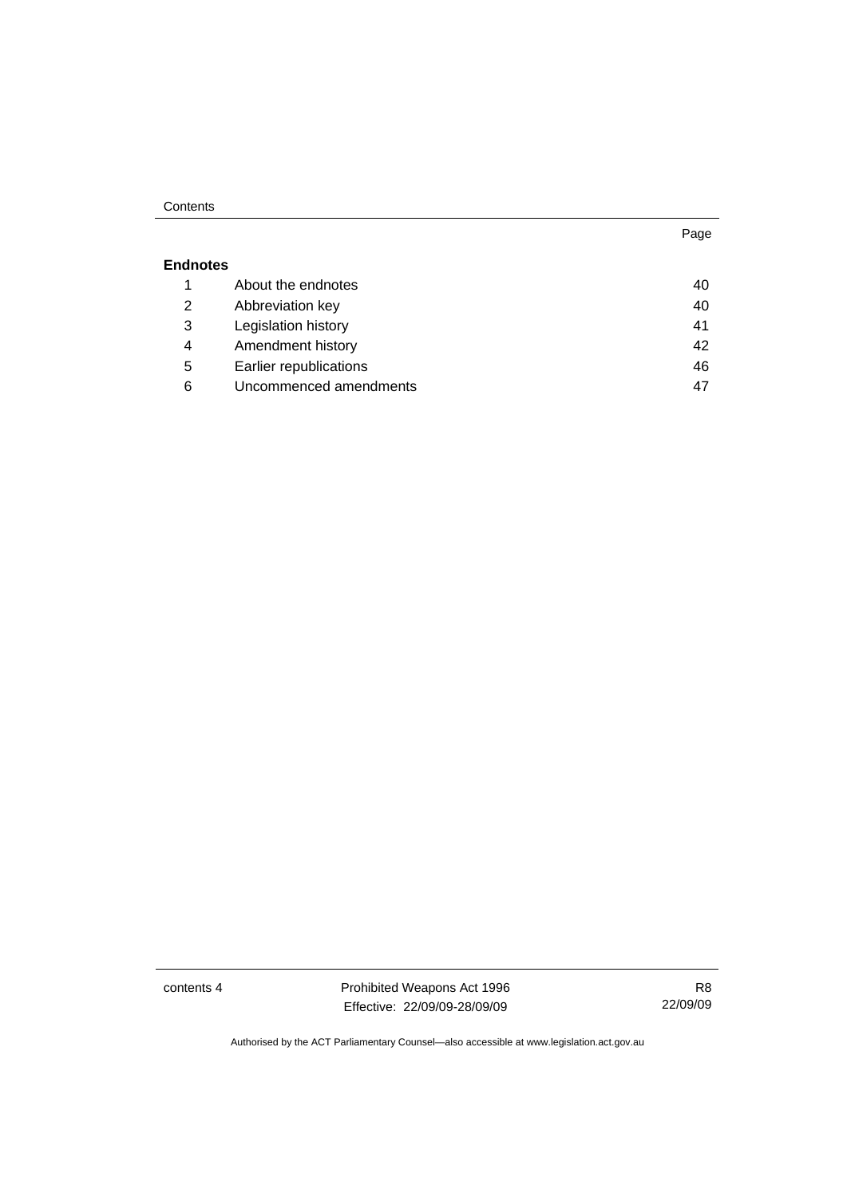Page

**Endnotes**

| | | |
|---|---|---|
| 1 | About the endnotes | 40 |
| 2 | Abbreviation key | 40 |
| 3 | Legislation history | 41 |
| 4 | Amendment history | 42 |
| 5 | Earlier republications | 46 |
| 6 | Uncommenced amendments | 47 |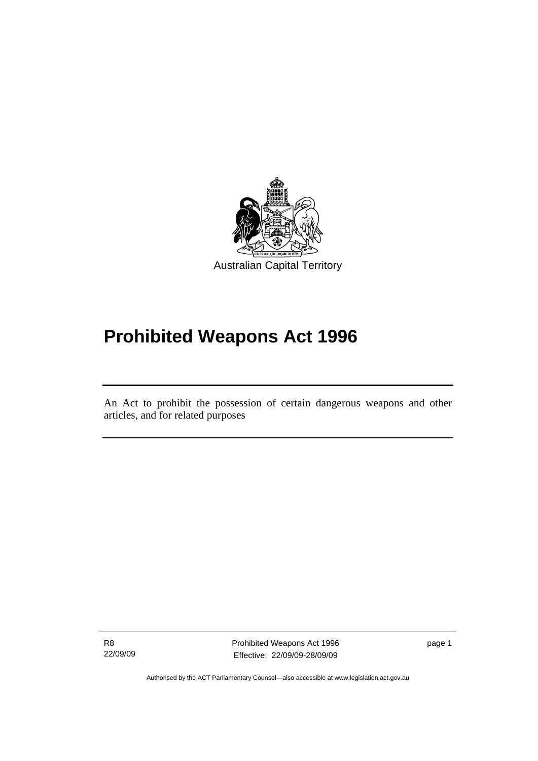Australian Capital Territory

# Prohibited Weapons Act 1996

An Act to prohibit the possession of certain dangerous weapons and other articles, and for related purposes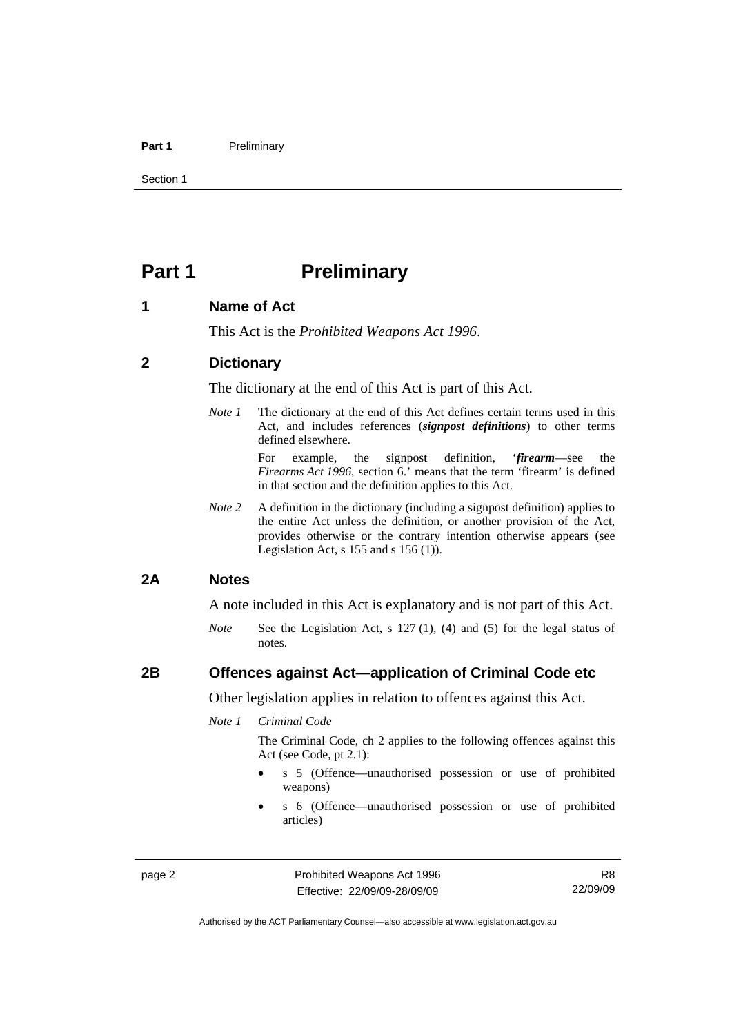# Part 1 Preliminary

## 1 Name of Act

This Act is the *Prohibited Weapons Act 1996*.

## 2 Dictionary

The dictionary at the end of this Act is part of this Act.

*Note 1* The dictionary at the end of this Act defines certain terms used in this Act, and includes references (***signpost definitions***) to other terms defined elsewhere.

For example, the signpost definition, '***firearm***—see the *Firearms Act 1996*, section 6.' means that the term 'firearm' is defined in that section and the definition applies to this Act.

*Note 2* A definition in the dictionary (including a signpost definition) applies to the entire Act unless the definition, or another provision of the Act, provides otherwise or the contrary intention otherwise appears (see Legislation Act, s 155 and s 156 (1)).

## 2A Notes

A note included in this Act is explanatory and is not part of this Act.

*Note* See the Legislation Act, s 127 (1), (4) and (5) for the legal status of notes.

## 2B Offences against Act—application of Criminal Code etc

Other legislation applies in relation to offences against this Act.

*Note 1* *Criminal Code*

The Criminal Code, ch 2 applies to the following offences against this Act (see Code, pt 2.1):

- s 5 (Offence—unauthorised possession or use of prohibited weapons)
- s 6 (Offence—unauthorised possession or use of prohibited articles)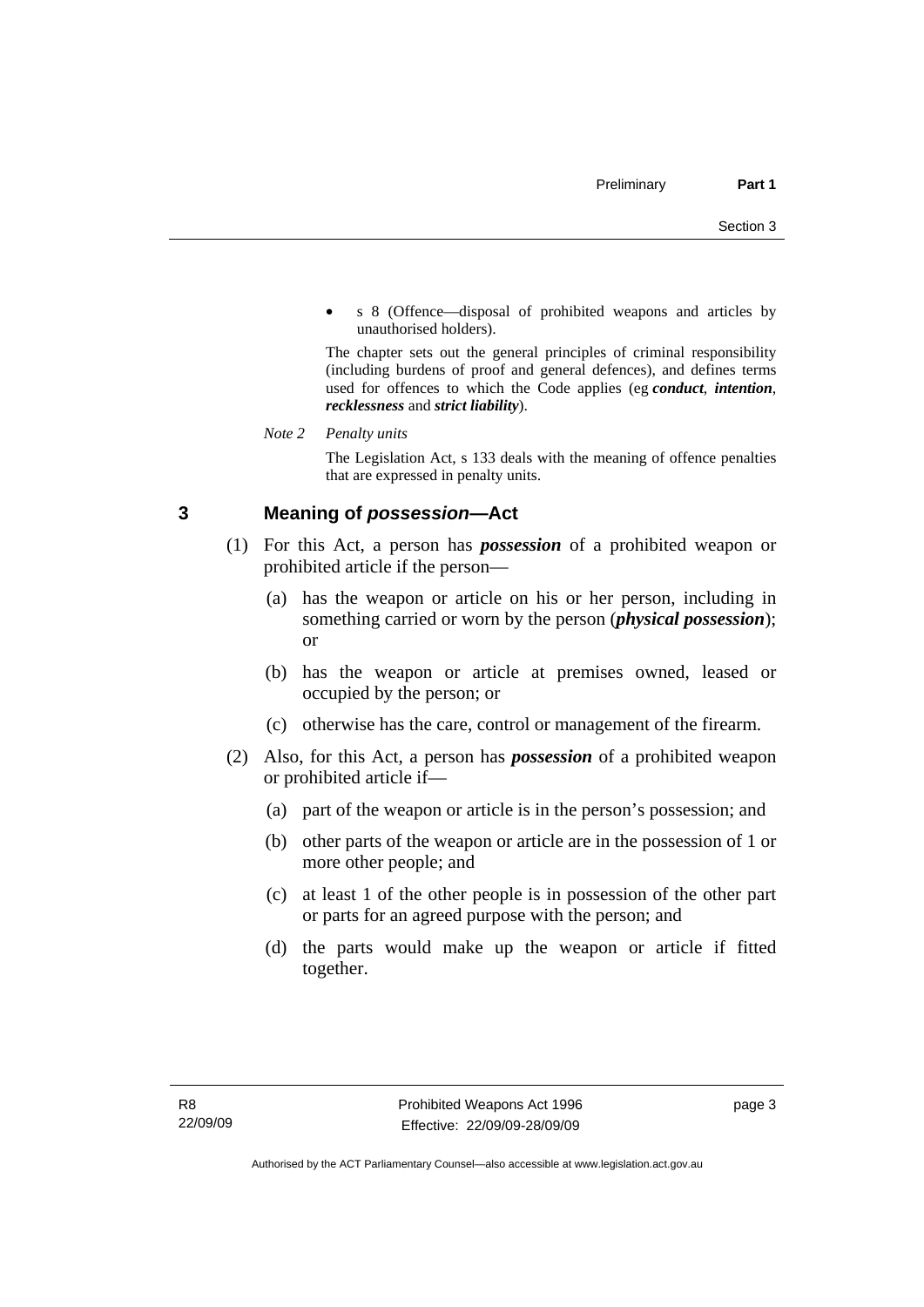- s 8 (Offence—disposal of prohibited weapons and articles by unauthorised holders).

The chapter sets out the general principles of criminal responsibility (including burdens of proof and general defences), and defines terms used for offences to which the Code applies (eg ***conduct***, ***intention***, ***recklessness*** and ***strict liability***).

*Note 2 Penalty units*

The Legislation Act, s 133 deals with the meaning of offence penalties that are expressed in penalty units.

## 3 Meaning of *possession*—Act

(1) For this Act, a person has ***possession*** of a prohibited weapon or prohibited article if the person—

(a) has the weapon or article on his or her person, including in something carried or worn by the person (***physical possession***); or

(b) has the weapon or article at premises owned, leased or occupied by the person; or

(c) otherwise has the care, control or management of the firearm.

(2) Also, for this Act, a person has ***possession*** of a prohibited weapon or prohibited article if—

(a) part of the weapon or article is in the person's possession; and

(b) other parts of the weapon or article are in the possession of 1 or more other people; and

(c) at least 1 of the other people is in possession of the other part or parts for an agreed purpose with the person; and

(d) the parts would make up the weapon or article if fitted together.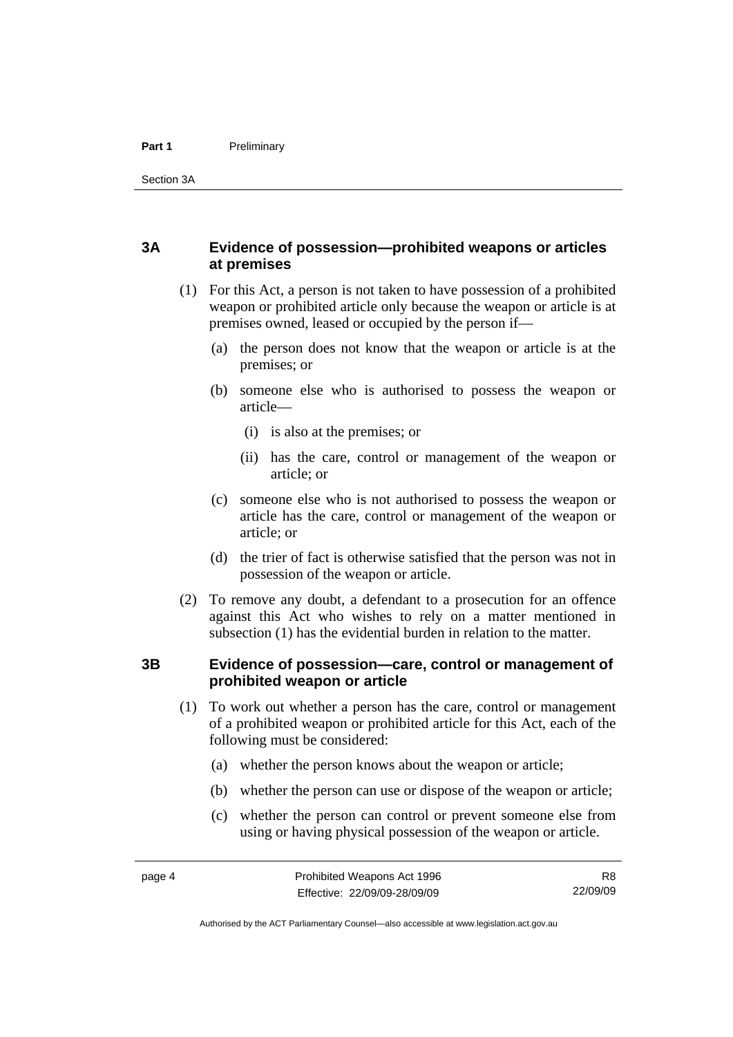## 3A Evidence of possession—prohibited weapons or articles at premises

(1) For this Act, a person is not taken to have possession of a prohibited weapon or prohibited article only because the weapon or article is at premises owned, leased or occupied by the person if—

(a) the person does not know that the weapon or article is at the premises; or

(b) someone else who is authorised to possess the weapon or article—

(i) is also at the premises; or

(ii) has the care, control or management of the weapon or article; or

(c) someone else who is not authorised to possess the weapon or article has the care, control or management of the weapon or article; or

(d) the trier of fact is otherwise satisfied that the person was not in possession of the weapon or article.

(2) To remove any doubt, a defendant to a prosecution for an offence against this Act who wishes to rely on a matter mentioned in subsection (1) has the evidential burden in relation to the matter.

## 3B Evidence of possession—care, control or management of prohibited weapon or article

(1) To work out whether a person has the care, control or management of a prohibited weapon or prohibited article for this Act, each of the following must be considered:

(a) whether the person knows about the weapon or article;

(b) whether the person can use or dispose of the weapon or article;

(c) whether the person can control or prevent someone else from using or having physical possession of the weapon or article.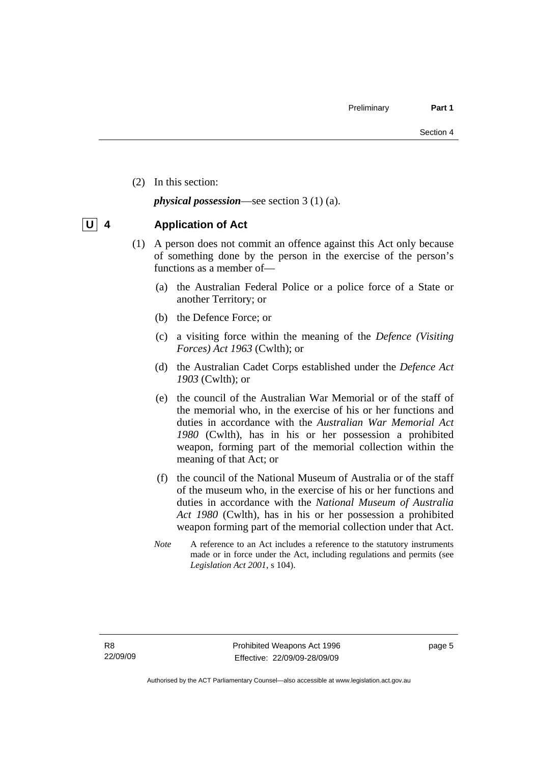(2) In this section:

***physical possession***—see section 3 (1) (a).

## U 4 Application of Act

(1) A person does not commit an offence against this Act only because of something done by the person in the exercise of the person's functions as a member of—

(a) the Australian Federal Police or a police force of a State or another Territory; or

(b) the Defence Force; or

(c) a visiting force within the meaning of the *Defence (Visiting Forces) Act 1963* (Cwlth); or

(d) the Australian Cadet Corps established under the *Defence Act 1903* (Cwlth); or

(e) the council of the Australian War Memorial or of the staff of the memorial who, in the exercise of his or her functions and duties in accordance with the *Australian War Memorial Act 1980* (Cwlth), has in his or her possession a prohibited weapon, forming part of the memorial collection within the meaning of that Act; or

(f) the council of the National Museum of Australia or of the staff of the museum who, in the exercise of his or her functions and duties in accordance with the *National Museum of Australia Act 1980* (Cwlth), has in his or her possession a prohibited weapon forming part of the memorial collection under that Act.

*Note* A reference to an Act includes a reference to the statutory instruments made or in force under the Act, including regulations and permits (see *Legislation Act 2001*, s 104).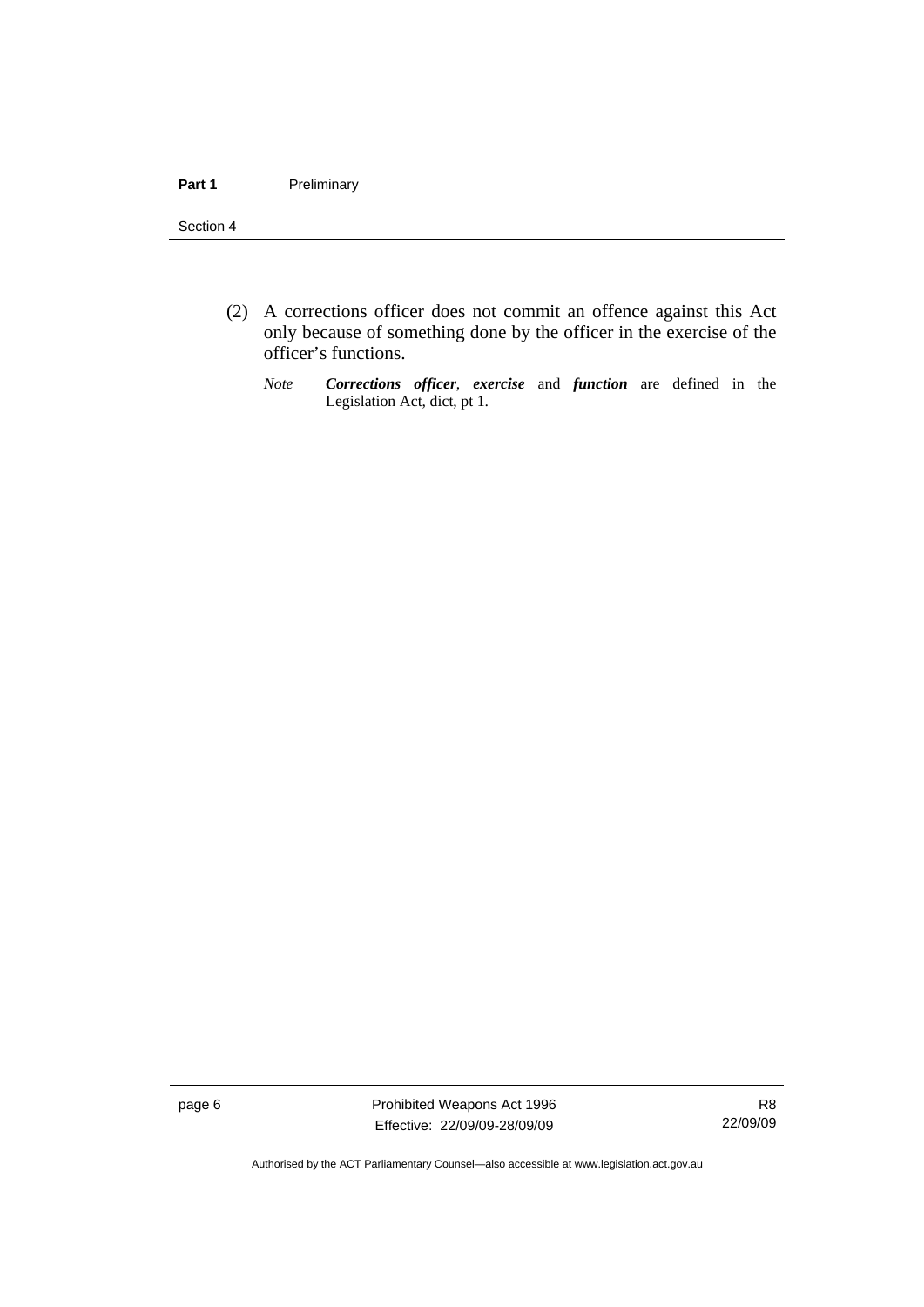(2) A corrections officer does not commit an offence against this Act only because of something done by the officer in the exercise of the officer's functions.

*Note* ***Corrections officer***, ***exercise*** and ***function*** are defined in the Legislation Act, dict, pt 1.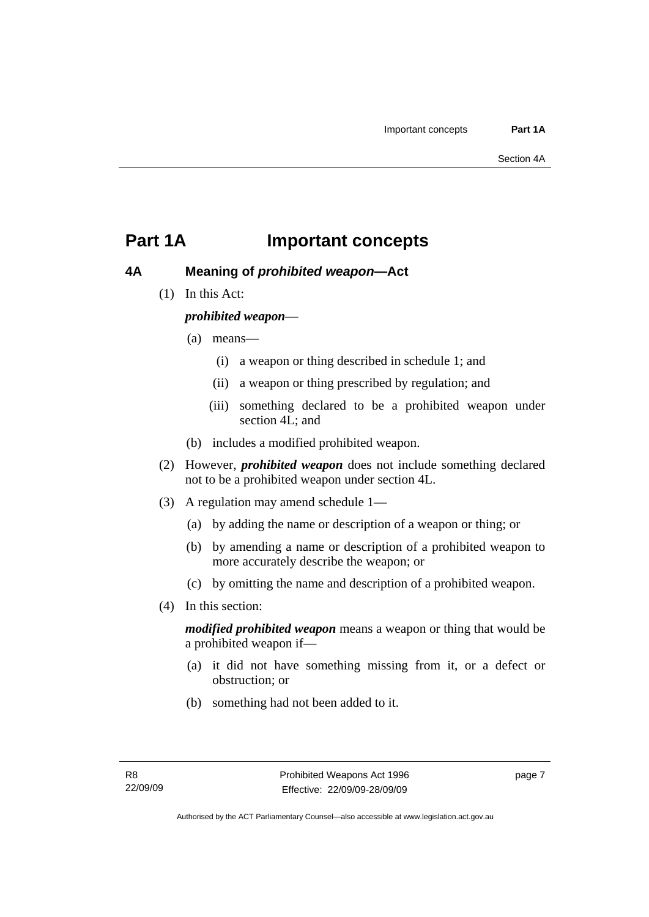# Part 1A Important concepts

## 4A Meaning of *prohibited weapon*—Act

(1) In this Act:

***prohibited weapon***—

(a) means—

(i) a weapon or thing described in schedule 1; and

(ii) a weapon or thing prescribed by regulation; and

(iii) something declared to be a prohibited weapon under section 4L; and

(b) includes a modified prohibited weapon.

(2) However, ***prohibited weapon*** does not include something declared not to be a prohibited weapon under section 4L.

(3) A regulation may amend schedule 1—

(a) by adding the name or description of a weapon or thing; or

(b) by amending a name or description of a prohibited weapon to more accurately describe the weapon; or

(c) by omitting the name and description of a prohibited weapon.

(4) In this section:

***modified prohibited weapon*** means a weapon or thing that would be a prohibited weapon if—

(a) it did not have something missing from it, or a defect or obstruction; or

(b) something had not been added to it.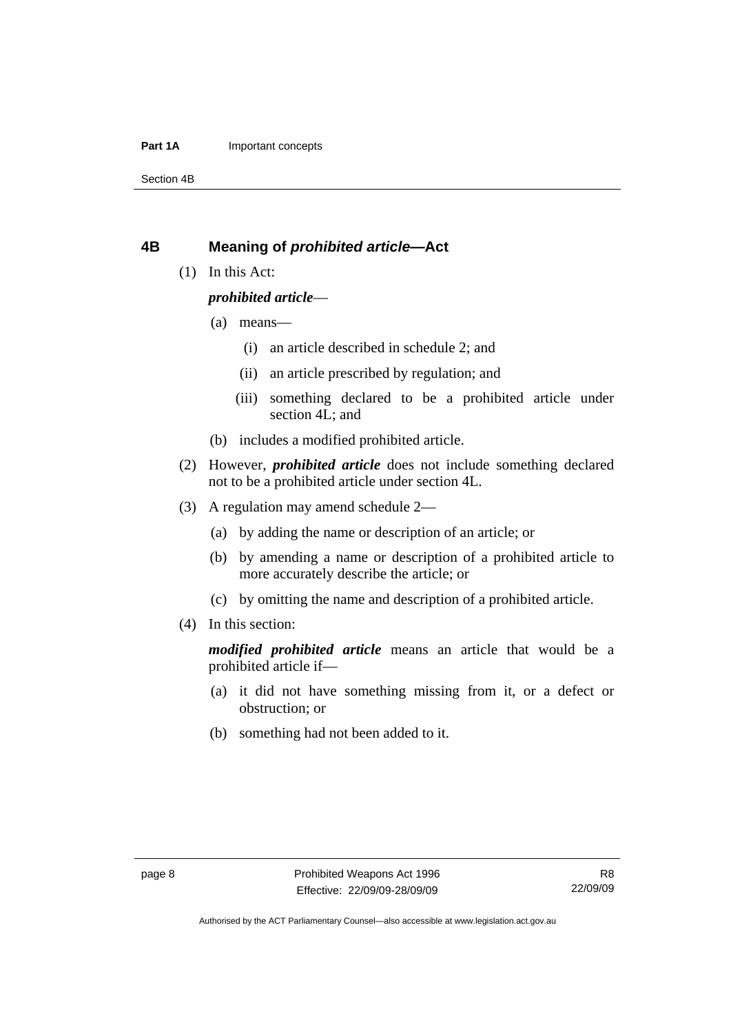## 4B Meaning of *prohibited article*—Act

(1) In this Act:

***prohibited article***—

(a) means—

(i) an article described in schedule 2; and

(ii) an article prescribed by regulation; and

(iii) something declared to be a prohibited article under section 4L; and

(b) includes a modified prohibited article.

(2) However, ***prohibited article*** does not include something declared not to be a prohibited article under section 4L.

(3) A regulation may amend schedule 2—

(a) by adding the name or description of an article; or

(b) by amending a name or description of a prohibited article to more accurately describe the article; or

(c) by omitting the name and description of a prohibited article.

(4) In this section:

***modified prohibited article*** means an article that would be a prohibited article if—

(a) it did not have something missing from it, or a defect or obstruction; or

(b) something had not been added to it.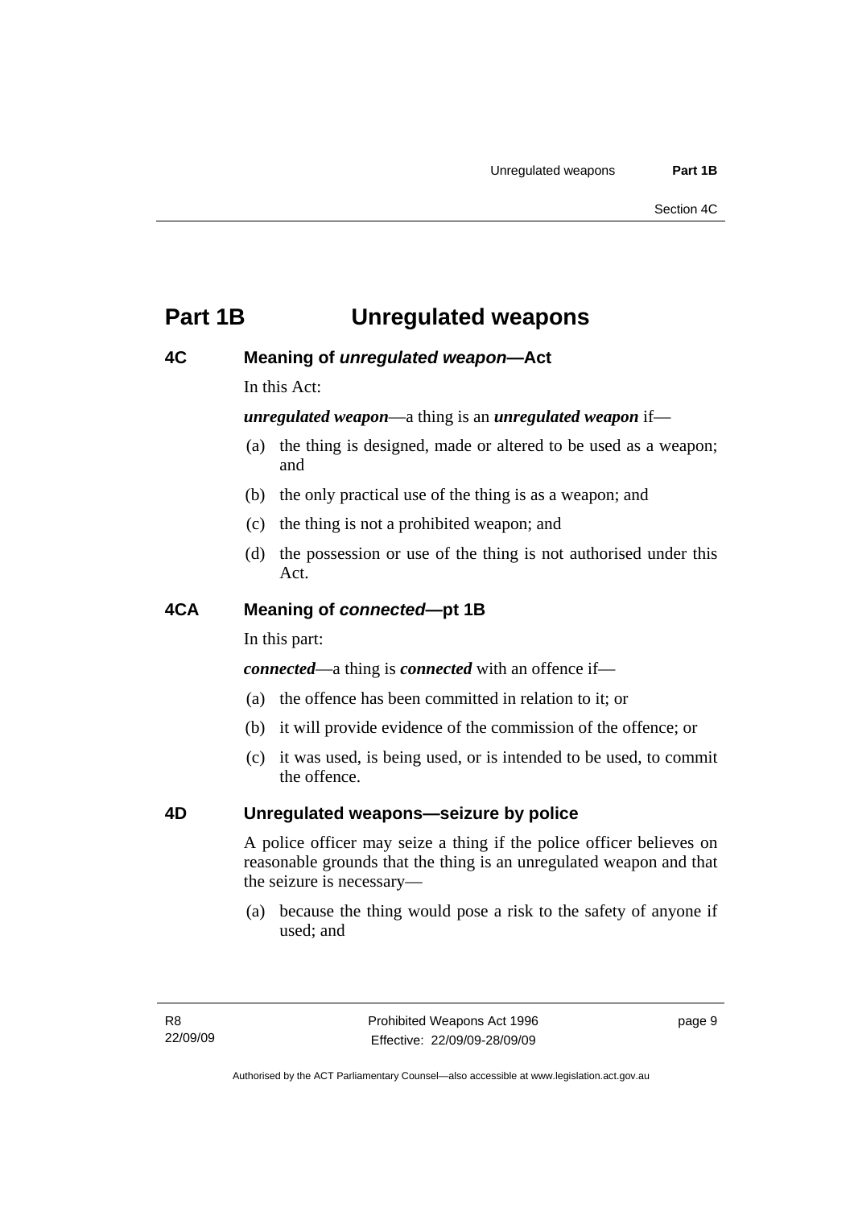# Part 1B Unregulated weapons

## 4C Meaning of *unregulated weapon*—Act

In this Act:

***unregulated weapon***—a thing is an ***unregulated weapon*** if—

(a) the thing is designed, made or altered to be used as a weapon; and

(b) the only practical use of the thing is as a weapon; and

(c) the thing is not a prohibited weapon; and

(d) the possession or use of the thing is not authorised under this Act.

## 4CA Meaning of *connected*—pt 1B

In this part:

***connected***—a thing is ***connected*** with an offence if—

(a) the offence has been committed in relation to it; or

(b) it will provide evidence of the commission of the offence; or

(c) it was used, is being used, or is intended to be used, to commit the offence.

## 4D Unregulated weapons—seizure by police

A police officer may seize a thing if the police officer believes on reasonable grounds that the thing is an unregulated weapon and that the seizure is necessary—

(a) because the thing would pose a risk to the safety of anyone if used; and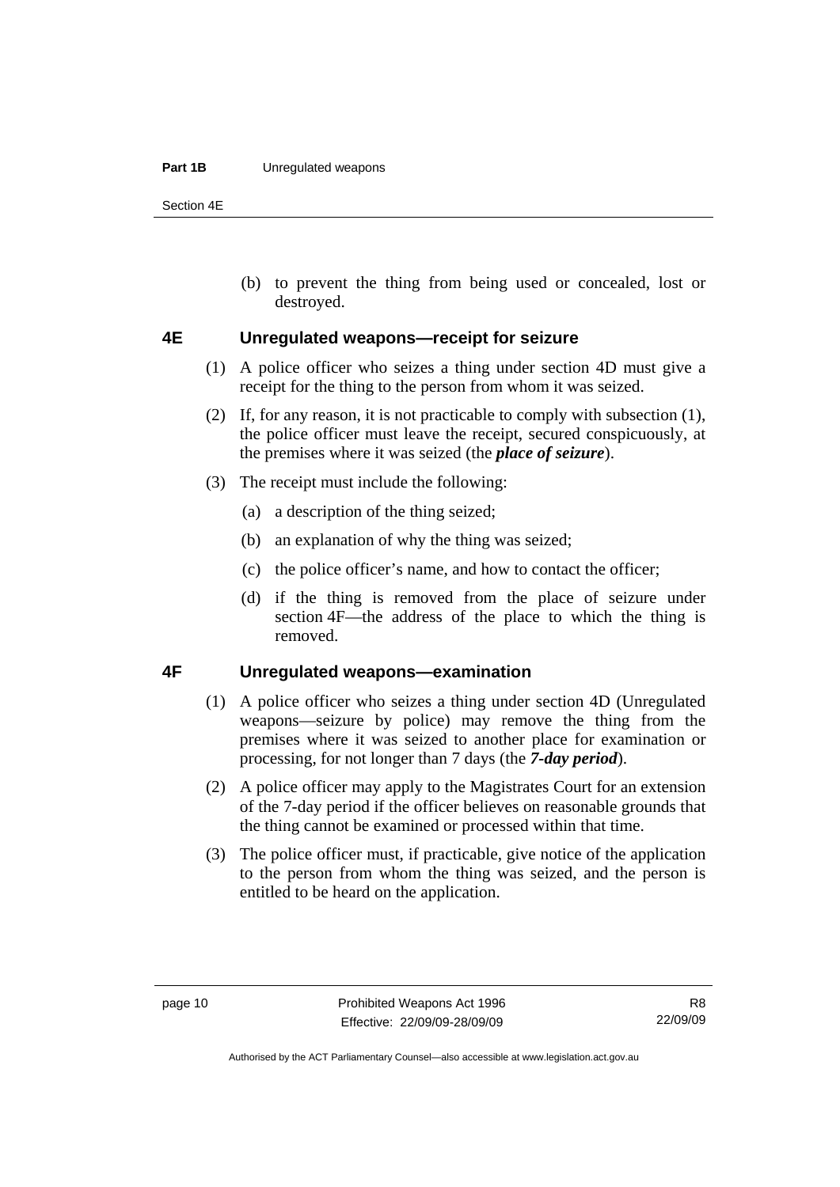(b) to prevent the thing from being used or concealed, lost or destroyed.

## 4E Unregulated weapons—receipt for seizure

(1) A police officer who seizes a thing under section 4D must give a receipt for the thing to the person from whom it was seized.

(2) If, for any reason, it is not practicable to comply with subsection (1), the police officer must leave the receipt, secured conspicuously, at the premises where it was seized (the ***place of seizure***).

(3) The receipt must include the following:

(a) a description of the thing seized;

(b) an explanation of why the thing was seized;

(c) the police officer's name, and how to contact the officer;

(d) if the thing is removed from the place of seizure under section 4F—the address of the place to which the thing is removed.

## 4F Unregulated weapons—examination

(1) A police officer who seizes a thing under section 4D (Unregulated weapons—seizure by police) may remove the thing from the premises where it was seized to another place for examination or processing, for not longer than 7 days (the ***7-day period***).

(2) A police officer may apply to the Magistrates Court for an extension of the 7-day period if the officer believes on reasonable grounds that the thing cannot be examined or processed within that time.

(3) The police officer must, if practicable, give notice of the application to the person from whom the thing was seized, and the person is entitled to be heard on the application.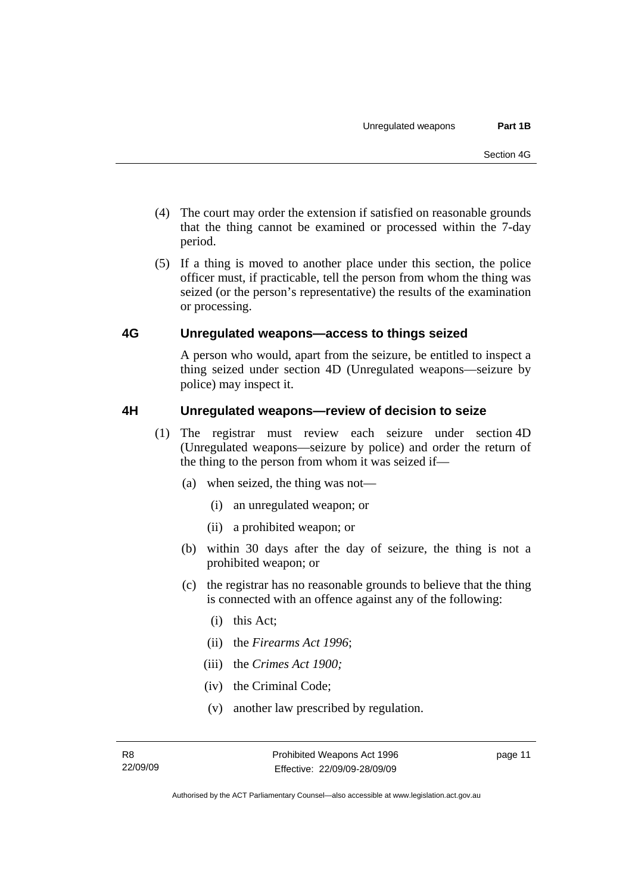(4) The court may order the extension if satisfied on reasonable grounds that the thing cannot be examined or processed within the 7-day period.

(5) If a thing is moved to another place under this section, the police officer must, if practicable, tell the person from whom the thing was seized (or the person's representative) the results of the examination or processing.

## 4G Unregulated weapons—access to things seized

A person who would, apart from the seizure, be entitled to inspect a thing seized under section 4D (Unregulated weapons—seizure by police) may inspect it.

## 4H Unregulated weapons—review of decision to seize

(1) The registrar must review each seizure under section 4D (Unregulated weapons—seizure by police) and order the return of the thing to the person from whom it was seized if—

- (a) when seized, the thing was not—
  - (i) an unregulated weapon; or
  - (ii) a prohibited weapon; or
- (b) within 30 days after the day of seizure, the thing is not a prohibited weapon; or
- (c) the registrar has no reasonable grounds to believe that the thing is connected with an offence against any of the following:
  - (i) this Act;
  - (ii) the *Firearms Act 1996*;
  - (iii) the *Crimes Act 1900;*
  - (iv) the Criminal Code;
  - (v) another law prescribed by regulation.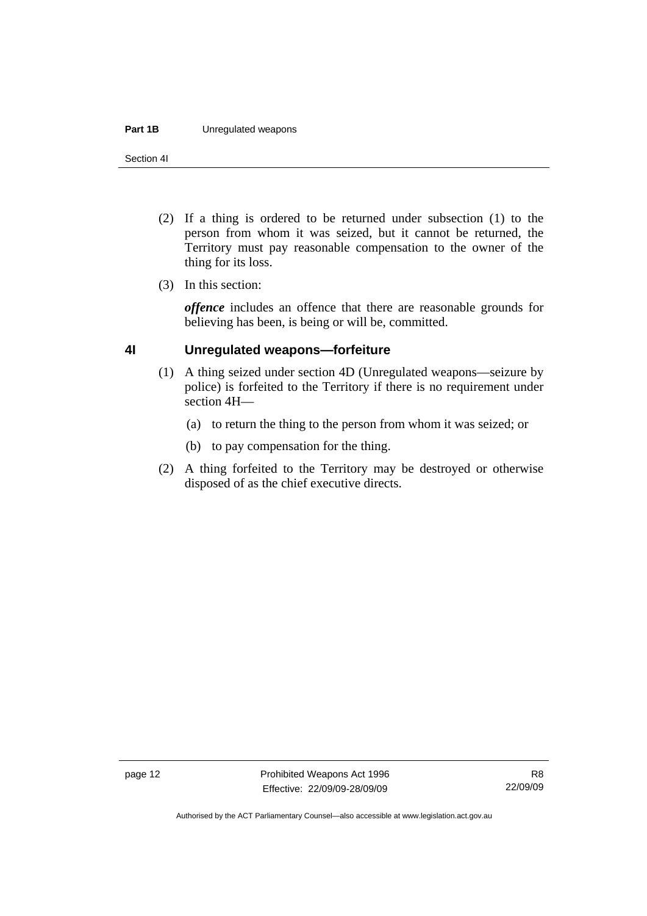(2) If a thing is ordered to be returned under subsection (1) to the person from whom it was seized, but it cannot be returned, the Territory must pay reasonable compensation to the owner of the thing for its loss.

(3) In this section:

***offence*** includes an offence that there are reasonable grounds for believing has been, is being or will be, committed.

## 4I Unregulated weapons—forfeiture

(1) A thing seized under section 4D (Unregulated weapons—seizure by police) is forfeited to the Territory if there is no requirement under section 4H—

(a) to return the thing to the person from whom it was seized; or

(b) to pay compensation for the thing.

(2) A thing forfeited to the Territory may be destroyed or otherwise disposed of as the chief executive directs.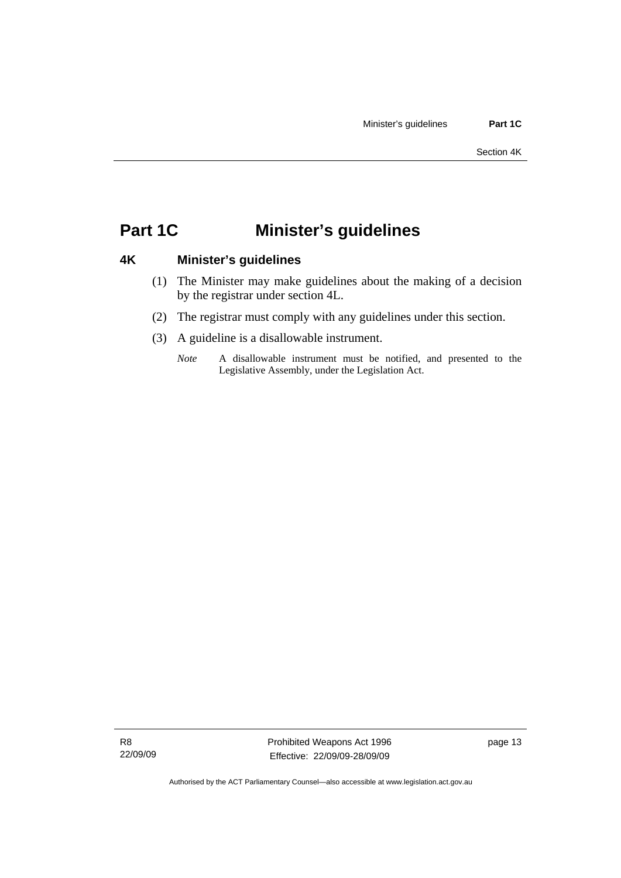# Part 1C Minister's guidelines

## 4K Minister's guidelines

(1) The Minister may make guidelines about the making of a decision by the registrar under section 4L.

(2) The registrar must comply with any guidelines under this section.

(3) A guideline is a disallowable instrument.

*Note* A disallowable instrument must be notified, and presented to the Legislative Assembly, under the Legislation Act.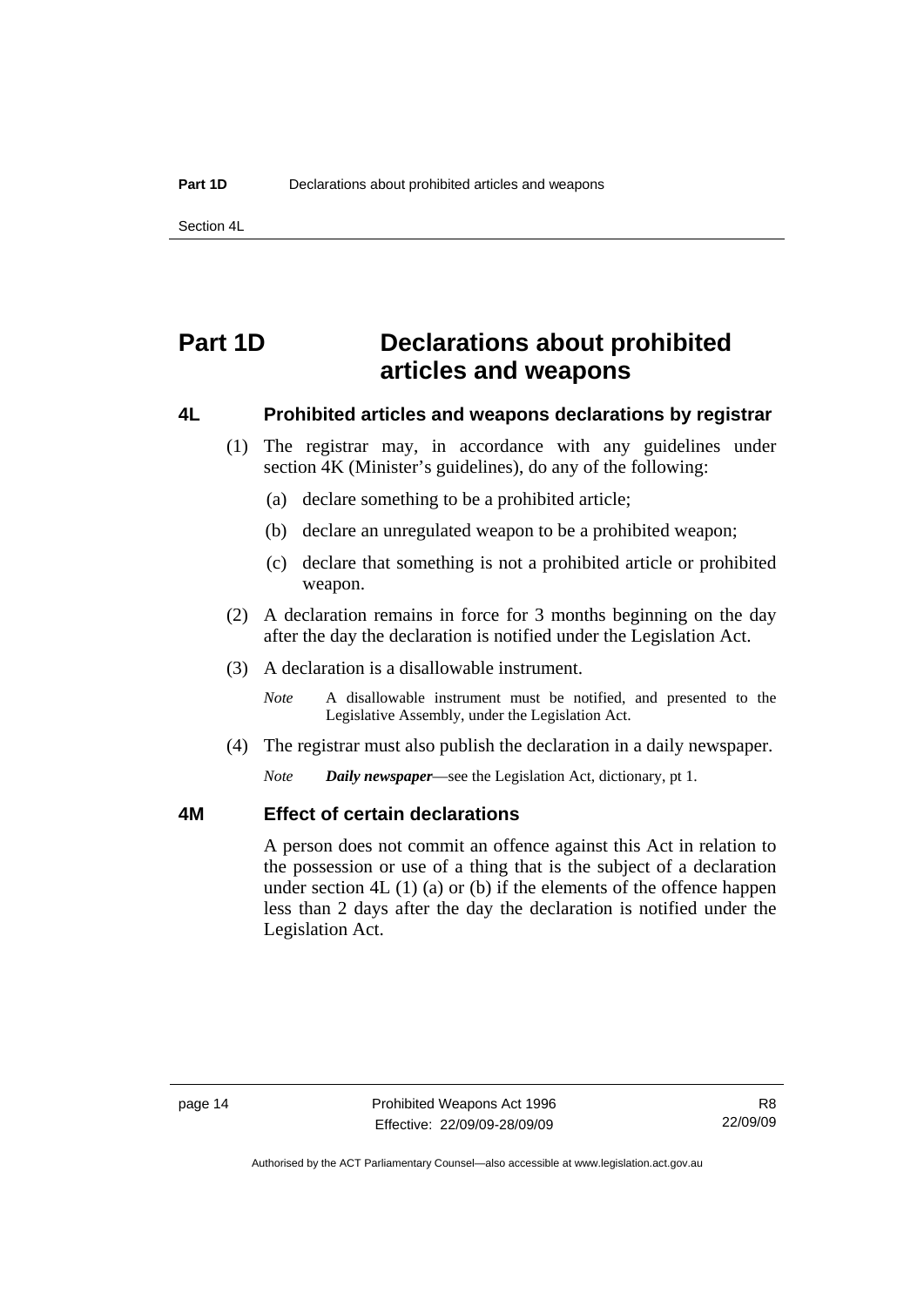# Part 1D Declarations about prohibited articles and weapons

## 4L Prohibited articles and weapons declarations by registrar

(1) The registrar may, in accordance with any guidelines under section 4K (Minister's guidelines), do any of the following:

(a) declare something to be a prohibited article;

(b) declare an unregulated weapon to be a prohibited weapon;

(c) declare that something is not a prohibited article or prohibited weapon.

(2) A declaration remains in force for 3 months beginning on the day after the day the declaration is notified under the Legislation Act.

(3) A declaration is a disallowable instrument.

*Note* A disallowable instrument must be notified, and presented to the Legislative Assembly, under the Legislation Act.

(4) The registrar must also publish the declaration in a daily newspaper.

*Note* ***Daily newspaper***—see the Legislation Act, dictionary, pt 1.

## 4M Effect of certain declarations

A person does not commit an offence against this Act in relation to the possession or use of a thing that is the subject of a declaration under section 4L (1) (a) or (b) if the elements of the offence happen less than 2 days after the day the declaration is notified under the Legislation Act.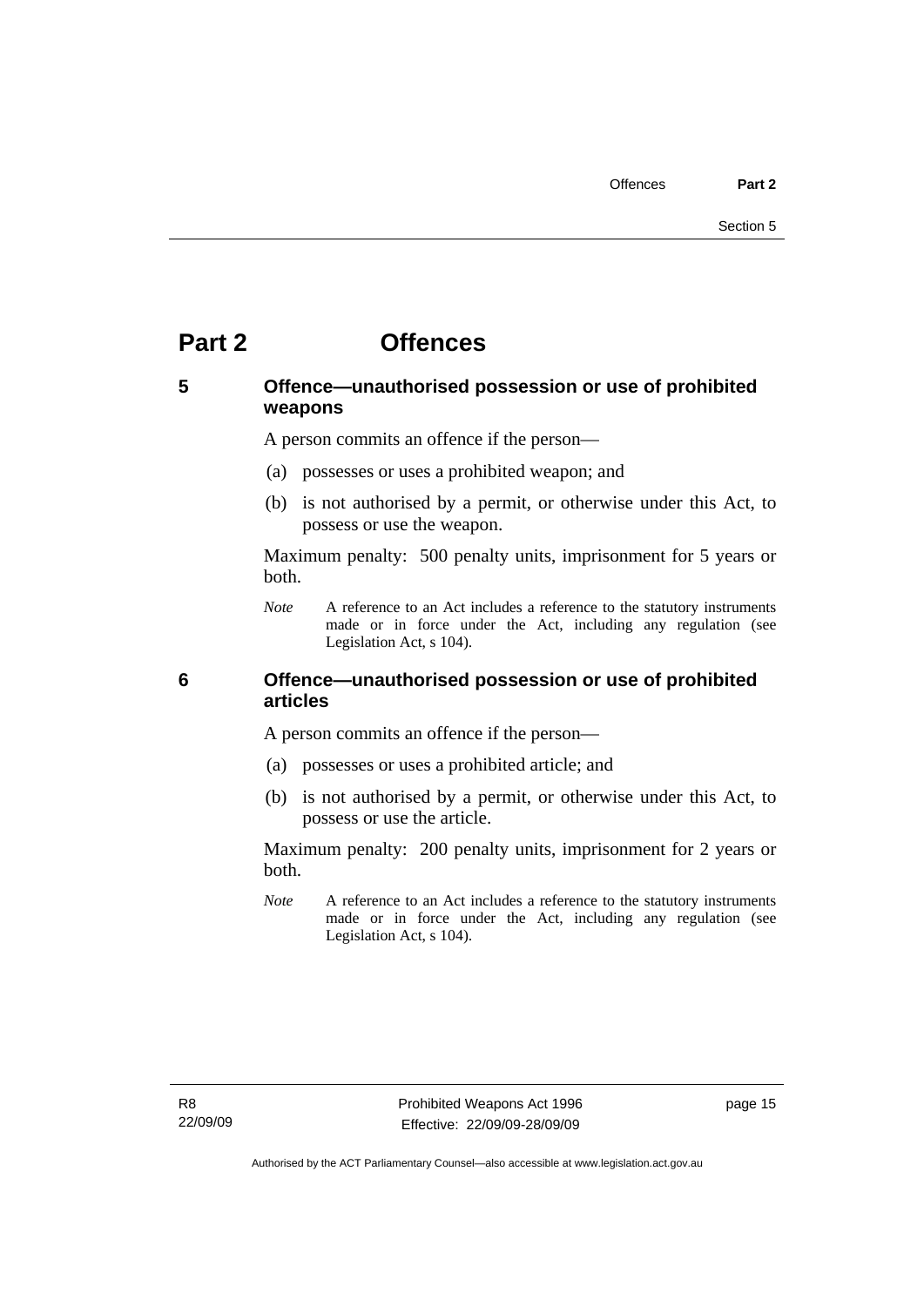# Part 2 Offences

## 5 Offence—unauthorised possession or use of prohibited weapons

A person commits an offence if the person—

(a) possesses or uses a prohibited weapon; and

(b) is not authorised by a permit, or otherwise under this Act, to possess or use the weapon.

Maximum penalty: 500 penalty units, imprisonment for 5 years or both.

*Note* A reference to an Act includes a reference to the statutory instruments made or in force under the Act, including any regulation (see Legislation Act, s 104).

## 6 Offence—unauthorised possession or use of prohibited articles

A person commits an offence if the person—

(a) possesses or uses a prohibited article; and

(b) is not authorised by a permit, or otherwise under this Act, to possess or use the article.

Maximum penalty: 200 penalty units, imprisonment for 2 years or both.

*Note* A reference to an Act includes a reference to the statutory instruments made or in force under the Act, including any regulation (see Legislation Act, s 104).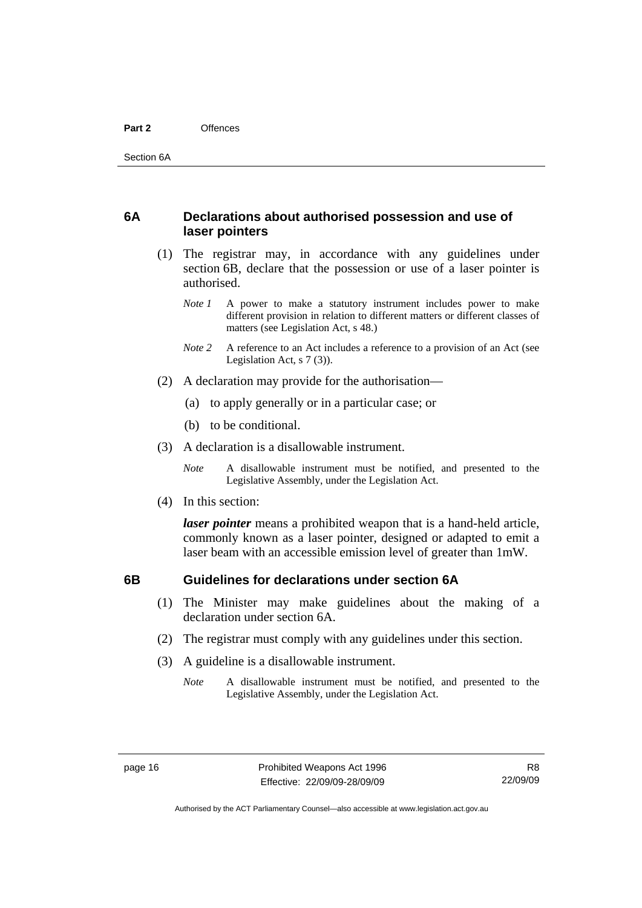## 6A Declarations about authorised possession and use of laser pointers

(1) The registrar may, in accordance with any guidelines under section 6B, declare that the possession or use of a laser pointer is authorised.

*Note 1* A power to make a statutory instrument includes power to make different provision in relation to different matters or different classes of matters (see Legislation Act, s 48.)

*Note 2* A reference to an Act includes a reference to a provision of an Act (see Legislation Act, s 7 (3)).

(2) A declaration may provide for the authorisation—

(a) to apply generally or in a particular case; or

(b) to be conditional.

(3) A declaration is a disallowable instrument.

*Note* A disallowable instrument must be notified, and presented to the Legislative Assembly, under the Legislation Act.

(4) In this section:

***laser pointer*** means a prohibited weapon that is a hand-held article, commonly known as a laser pointer, designed or adapted to emit a laser beam with an accessible emission level of greater than 1mW.

## 6B Guidelines for declarations under section 6A

(1) The Minister may make guidelines about the making of a declaration under section 6A.

(2) The registrar must comply with any guidelines under this section.

(3) A guideline is a disallowable instrument.

*Note* A disallowable instrument must be notified, and presented to the Legislative Assembly, under the Legislation Act.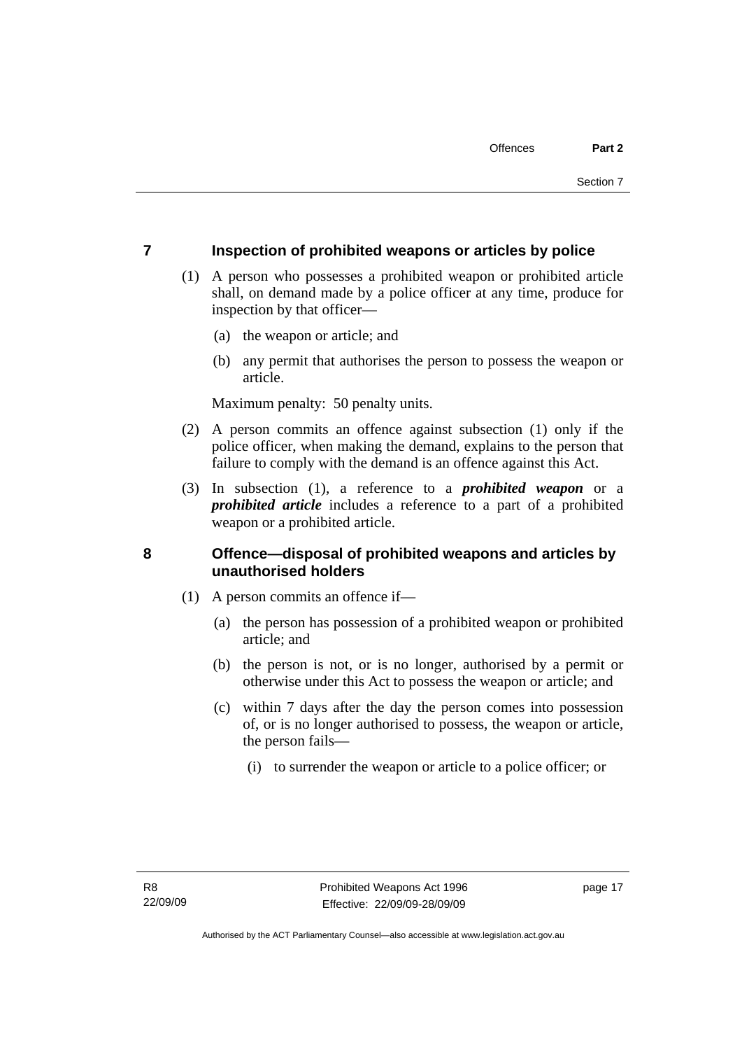## 7 Inspection of prohibited weapons or articles by police

(1) A person who possesses a prohibited weapon or prohibited article shall, on demand made by a police officer at any time, produce for inspection by that officer—

(a) the weapon or article; and

(b) any permit that authorises the person to possess the weapon or article.

Maximum penalty: 50 penalty units.

(2) A person commits an offence against subsection (1) only if the police officer, when making the demand, explains to the person that failure to comply with the demand is an offence against this Act.

(3) In subsection (1), a reference to a ***prohibited weapon*** or a ***prohibited article*** includes a reference to a part of a prohibited weapon or a prohibited article.

## 8 Offence—disposal of prohibited weapons and articles by unauthorised holders

(1) A person commits an offence if—

(a) the person has possession of a prohibited weapon or prohibited article; and

(b) the person is not, or is no longer, authorised by a permit or otherwise under this Act to possess the weapon or article; and

(c) within 7 days after the day the person comes into possession of, or is no longer authorised to possess, the weapon or article, the person fails—

(i) to surrender the weapon or article to a police officer; or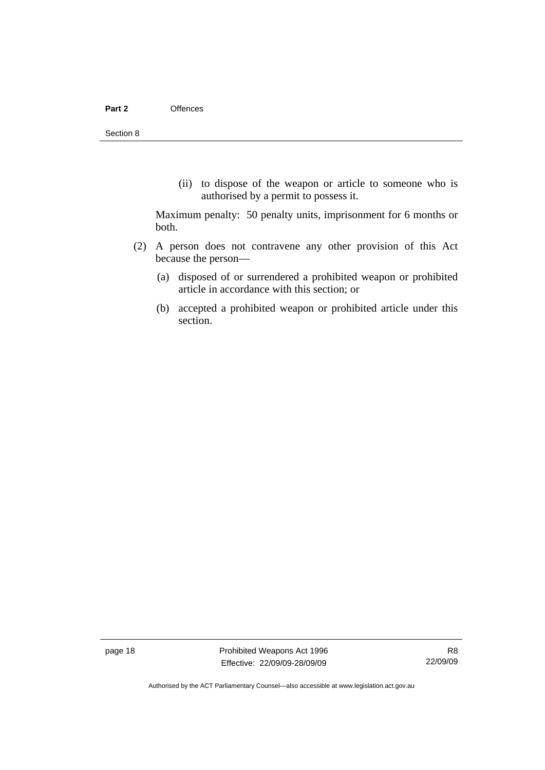(ii) to dispose of the weapon or article to someone who is authorised by a permit to possess it.

Maximum penalty: 50 penalty units, imprisonment for 6 months or both.

(2) A person does not contravene any other provision of this Act because the person—

(a) disposed of or surrendered a prohibited weapon or prohibited article in accordance with this section; or

(b) accepted a prohibited weapon or prohibited article under this section.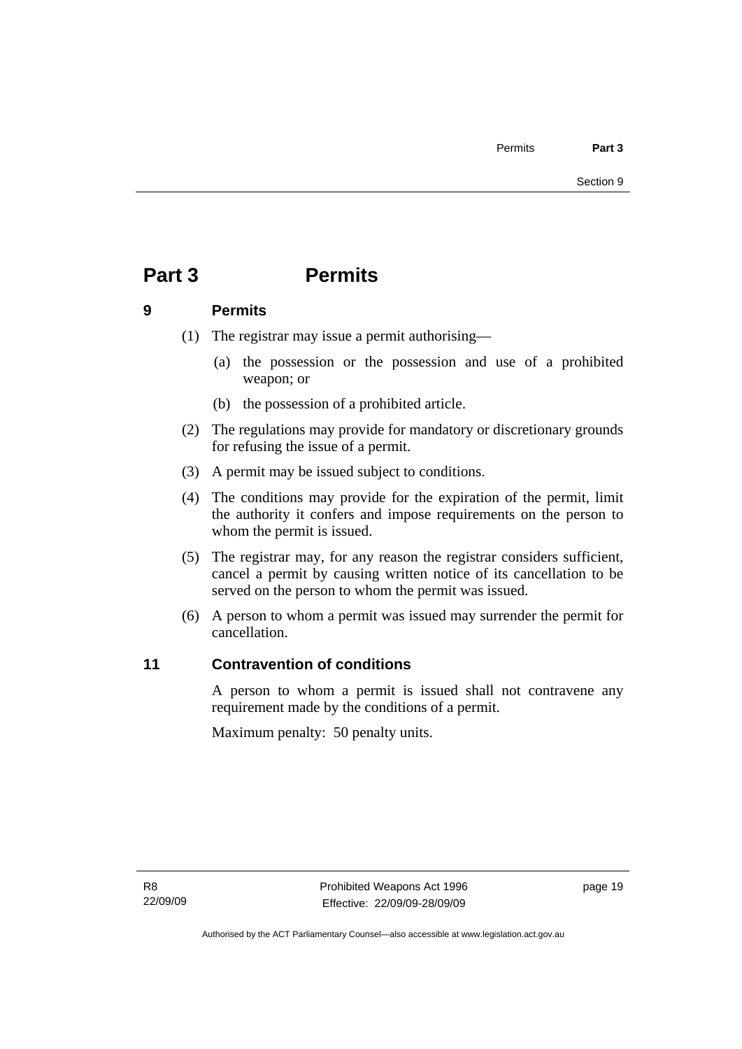# Part 3 Permits

## 9 Permits

(1) The registrar may issue a permit authorising—

(a) the possession or the possession and use of a prohibited weapon; or

(b) the possession of a prohibited article.

(2) The regulations may provide for mandatory or discretionary grounds for refusing the issue of a permit.

(3) A permit may be issued subject to conditions.

(4) The conditions may provide for the expiration of the permit, limit the authority it confers and impose requirements on the person to whom the permit is issued.

(5) The registrar may, for any reason the registrar considers sufficient, cancel a permit by causing written notice of its cancellation to be served on the person to whom the permit was issued.

(6) A person to whom a permit was issued may surrender the permit for cancellation.

## 11 Contravention of conditions

A person to whom a permit is issued shall not contravene any requirement made by the conditions of a permit.

Maximum penalty: 50 penalty units.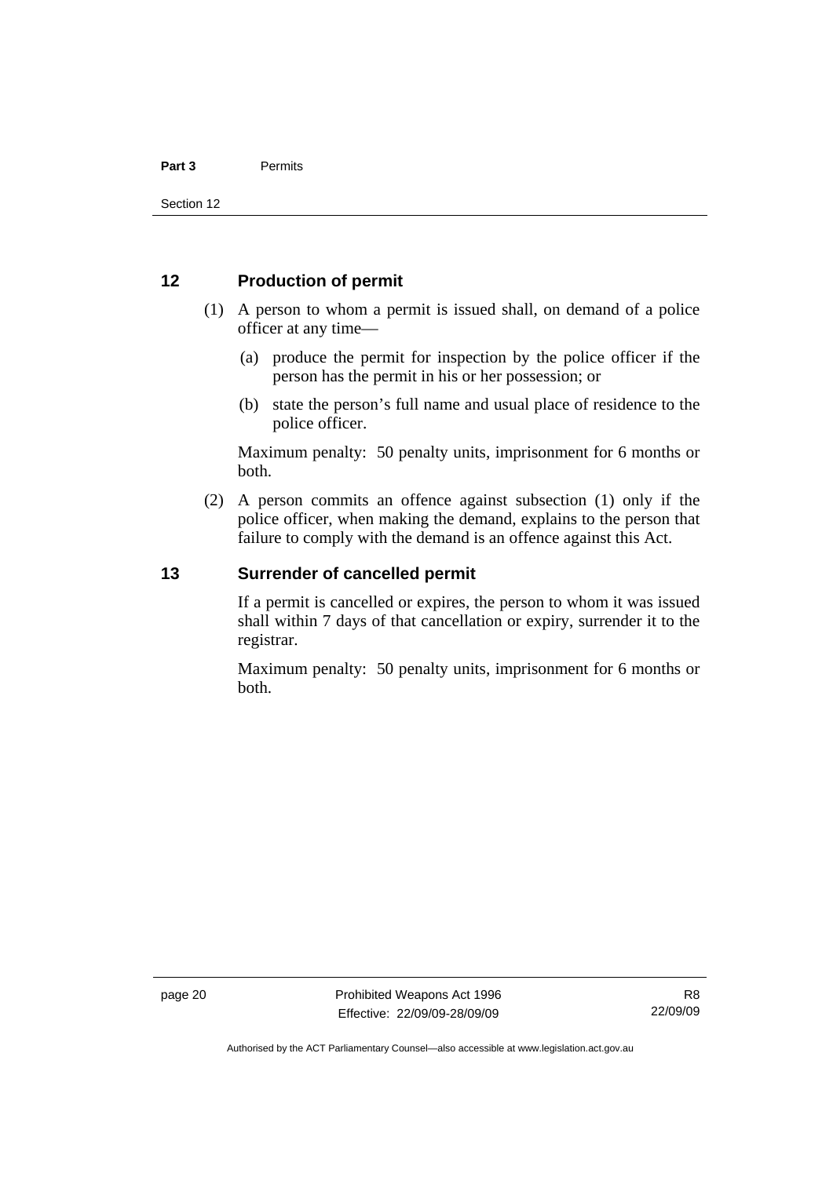## 12 Production of permit

(1) A person to whom a permit is issued shall, on demand of a police officer at any time—

(a) produce the permit for inspection by the police officer if the person has the permit in his or her possession; or

(b) state the person's full name and usual place of residence to the police officer.

Maximum penalty: 50 penalty units, imprisonment for 6 months or both.

(2) A person commits an offence against subsection (1) only if the police officer, when making the demand, explains to the person that failure to comply with the demand is an offence against this Act.

## 13 Surrender of cancelled permit

If a permit is cancelled or expires, the person to whom it was issued shall within 7 days of that cancellation or expiry, surrender it to the registrar.

Maximum penalty: 50 penalty units, imprisonment for 6 months or both.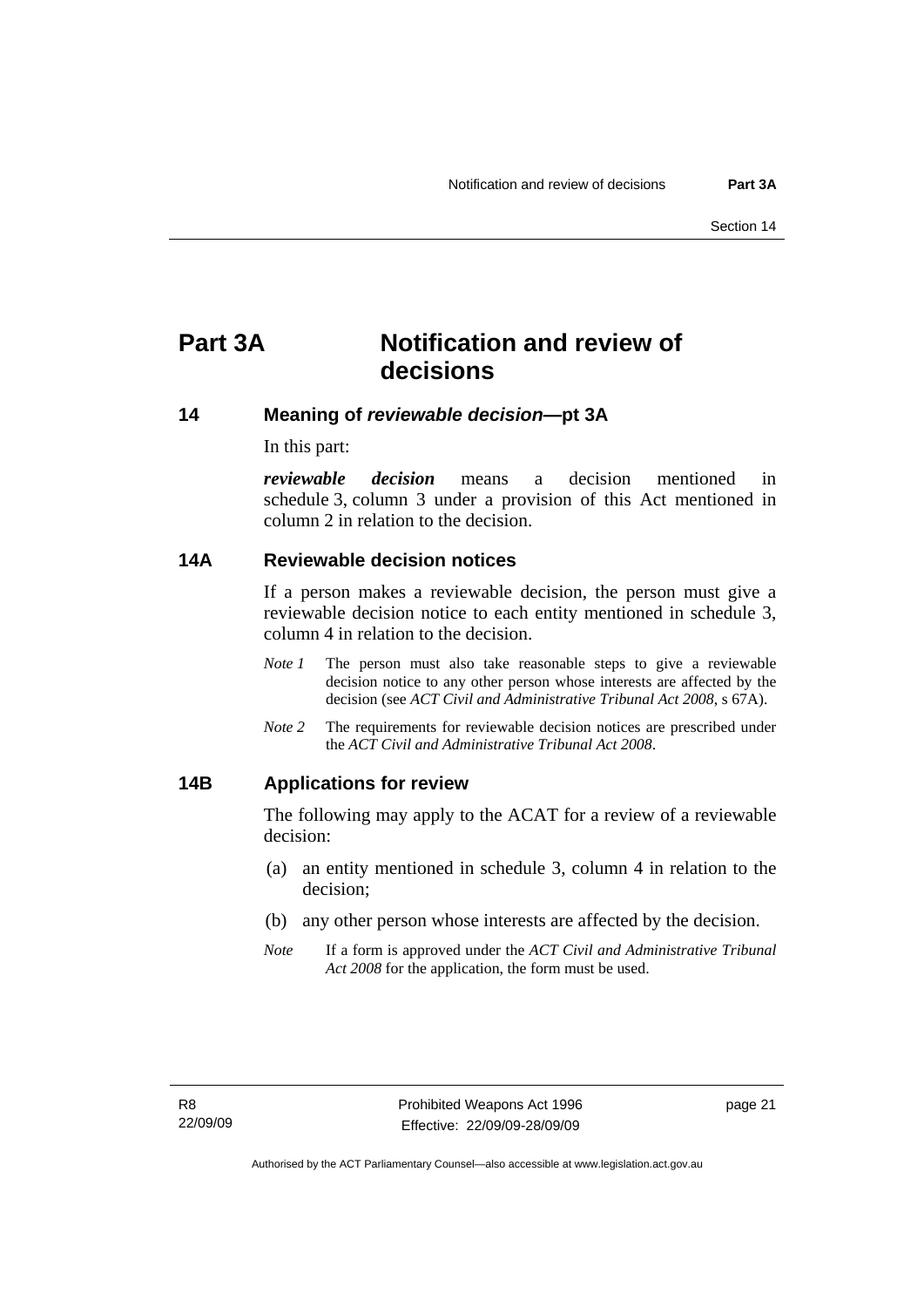# Part 3A Notification and review of decisions

## 14 Meaning of *reviewable decision*—pt 3A

In this part:

***reviewable decision*** means a decision mentioned in schedule 3, column 3 under a provision of this Act mentioned in column 2 in relation to the decision.

## 14A Reviewable decision notices

If a person makes a reviewable decision, the person must give a reviewable decision notice to each entity mentioned in schedule 3, column 4 in relation to the decision.

*Note 1* The person must also take reasonable steps to give a reviewable decision notice to any other person whose interests are affected by the decision (see *ACT Civil and Administrative Tribunal Act 2008*, s 67A).

*Note 2* The requirements for reviewable decision notices are prescribed under the *ACT Civil and Administrative Tribunal Act 2008*.

## 14B Applications for review

The following may apply to the ACAT for a review of a reviewable decision:

(a) an entity mentioned in schedule 3, column 4 in relation to the decision;

(b) any other person whose interests are affected by the decision.

*Note* If a form is approved under the *ACT Civil and Administrative Tribunal Act 2008* for the application, the form must be used.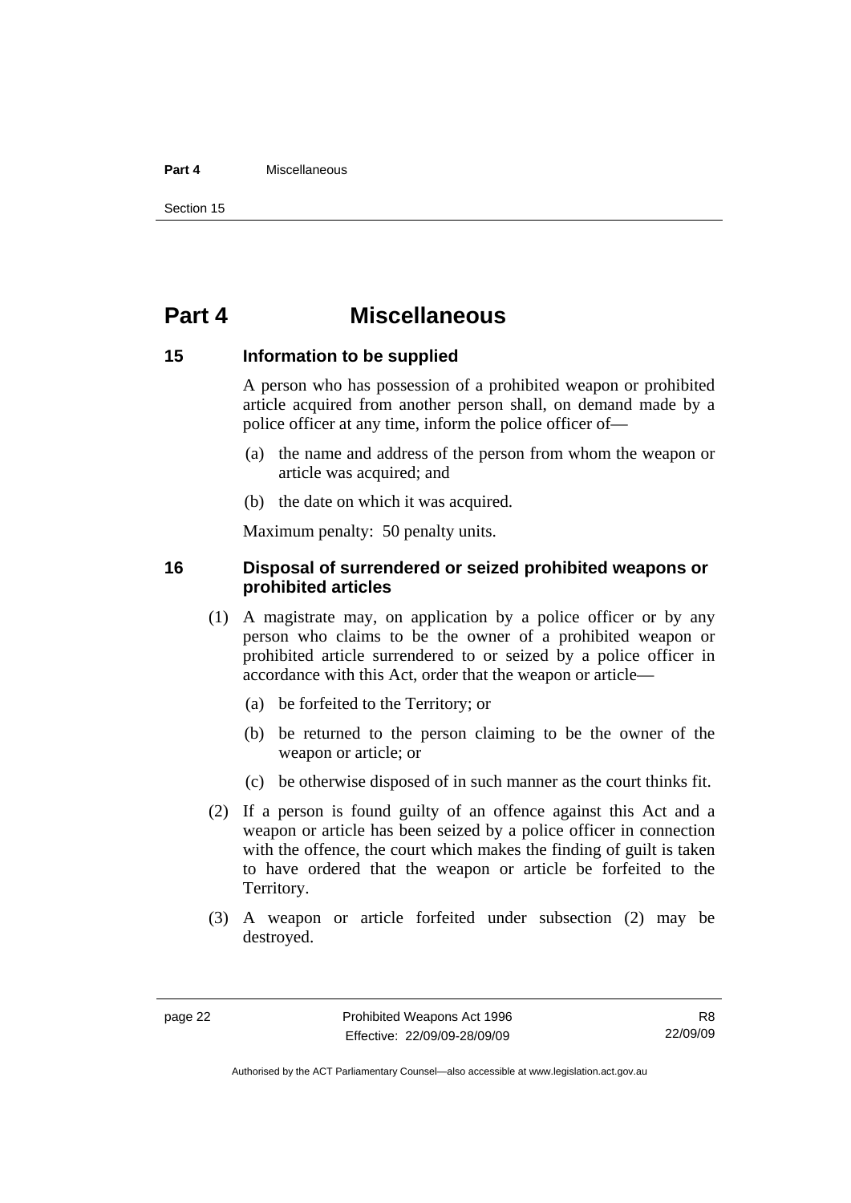# Part 4 Miscellaneous

## 15 Information to be supplied

A person who has possession of a prohibited weapon or prohibited article acquired from another person shall, on demand made by a police officer at any time, inform the police officer of—

(a) the name and address of the person from whom the weapon or article was acquired; and

(b) the date on which it was acquired.

Maximum penalty: 50 penalty units.

## 16 Disposal of surrendered or seized prohibited weapons or prohibited articles

(1) A magistrate may, on application by a police officer or by any person who claims to be the owner of a prohibited weapon or prohibited article surrendered to or seized by a police officer in accordance with this Act, order that the weapon or article—

(a) be forfeited to the Territory; or

(b) be returned to the person claiming to be the owner of the weapon or article; or

(c) be otherwise disposed of in such manner as the court thinks fit.

(2) If a person is found guilty of an offence against this Act and a weapon or article has been seized by a police officer in connection with the offence, the court which makes the finding of guilt is taken to have ordered that the weapon or article be forfeited to the Territory.

(3) A weapon or article forfeited under subsection (2) may be destroyed.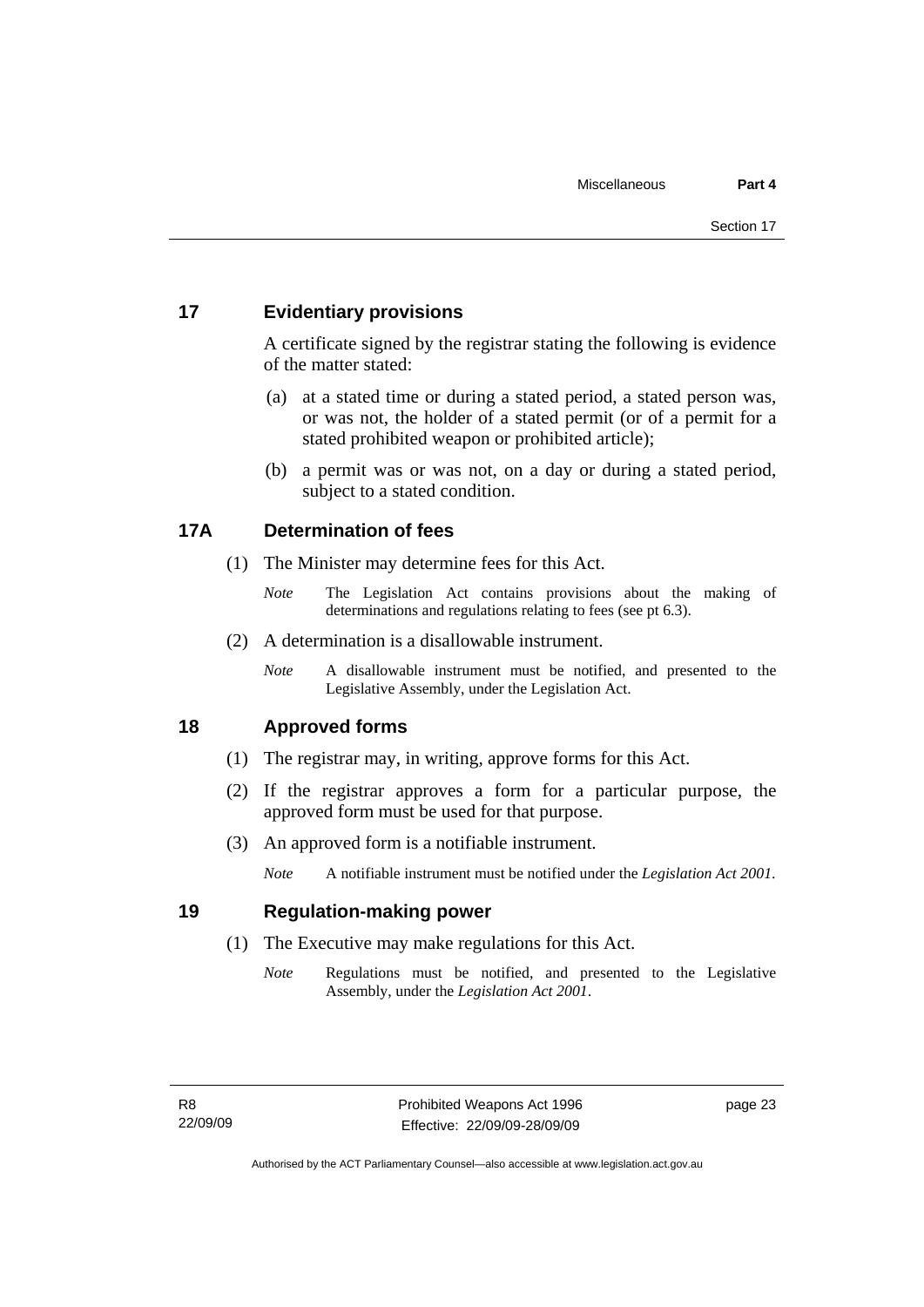## 17 Evidentiary provisions

A certificate signed by the registrar stating the following is evidence of the matter stated:

(a) at a stated time or during a stated period, a stated person was, or was not, the holder of a stated permit (or of a permit for a stated prohibited weapon or prohibited article);

(b) a permit was or was not, on a day or during a stated period, subject to a stated condition.

## 17A Determination of fees

(1) The Minister may determine fees for this Act.

*Note* The Legislation Act contains provisions about the making of determinations and regulations relating to fees (see pt 6.3).

(2) A determination is a disallowable instrument.

*Note* A disallowable instrument must be notified, and presented to the Legislative Assembly, under the Legislation Act.

## 18 Approved forms

(1) The registrar may, in writing, approve forms for this Act.

(2) If the registrar approves a form for a particular purpose, the approved form must be used for that purpose.

(3) An approved form is a notifiable instrument.

*Note* A notifiable instrument must be notified under the *Legislation Act 2001*.

## 19 Regulation-making power

(1) The Executive may make regulations for this Act.

*Note* Regulations must be notified, and presented to the Legislative Assembly, under the *Legislation Act 2001*.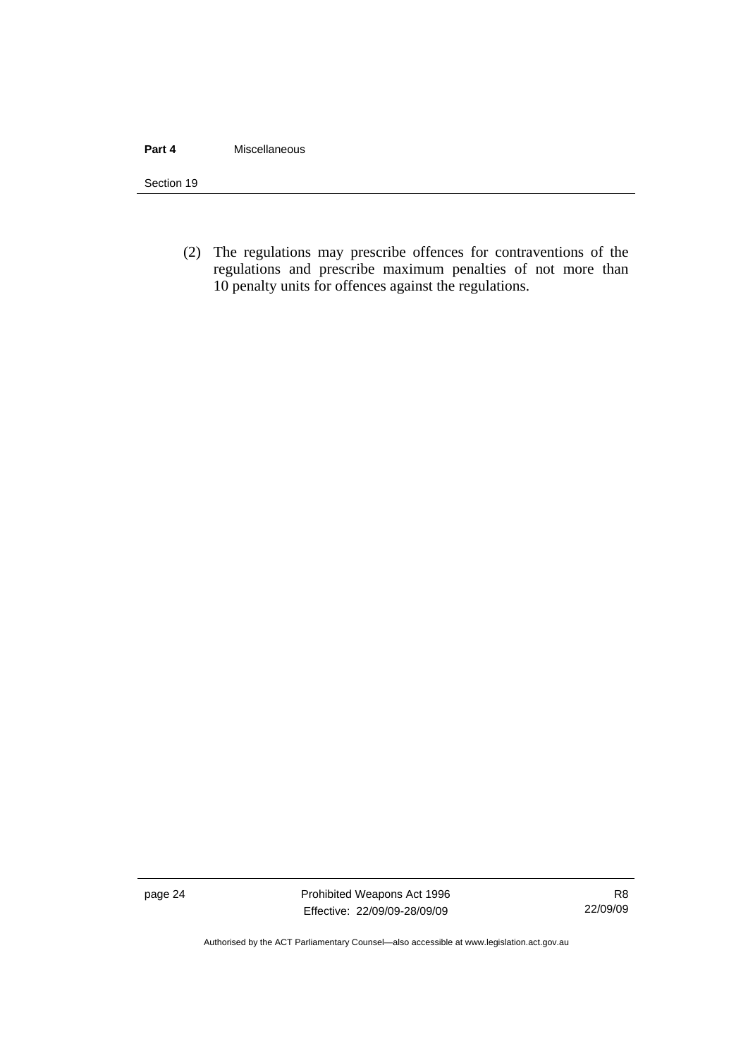(2) The regulations may prescribe offences for contraventions of the regulations and prescribe maximum penalties of not more than 10 penalty units for offences against the regulations.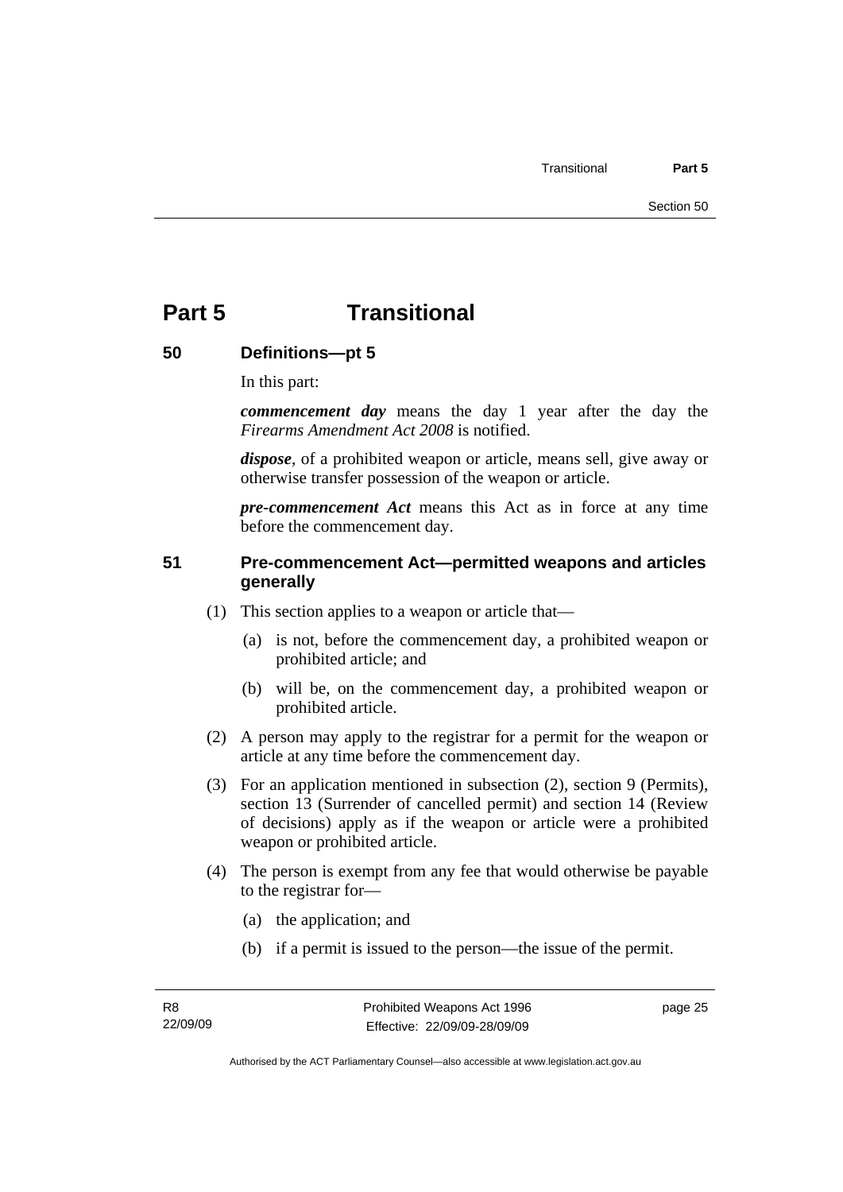# Part 5 Transitional

## 50 Definitions—pt 5

In this part:

***commencement day*** means the day 1 year after the day the *Firearms Amendment Act 2008* is notified.

***dispose***, of a prohibited weapon or article, means sell, give away or otherwise transfer possession of the weapon or article.

***pre-commencement Act*** means this Act as in force at any time before the commencement day.

## 51 Pre-commencement Act—permitted weapons and articles generally

(1) This section applies to a weapon or article that—

(a) is not, before the commencement day, a prohibited weapon or prohibited article; and

(b) will be, on the commencement day, a prohibited weapon or prohibited article.

(2) A person may apply to the registrar for a permit for the weapon or article at any time before the commencement day.

(3) For an application mentioned in subsection (2), section 9 (Permits), section 13 (Surrender of cancelled permit) and section 14 (Review of decisions) apply as if the weapon or article were a prohibited weapon or prohibited article.

(4) The person is exempt from any fee that would otherwise be payable to the registrar for—

(a) the application; and

(b) if a permit is issued to the person—the issue of the permit.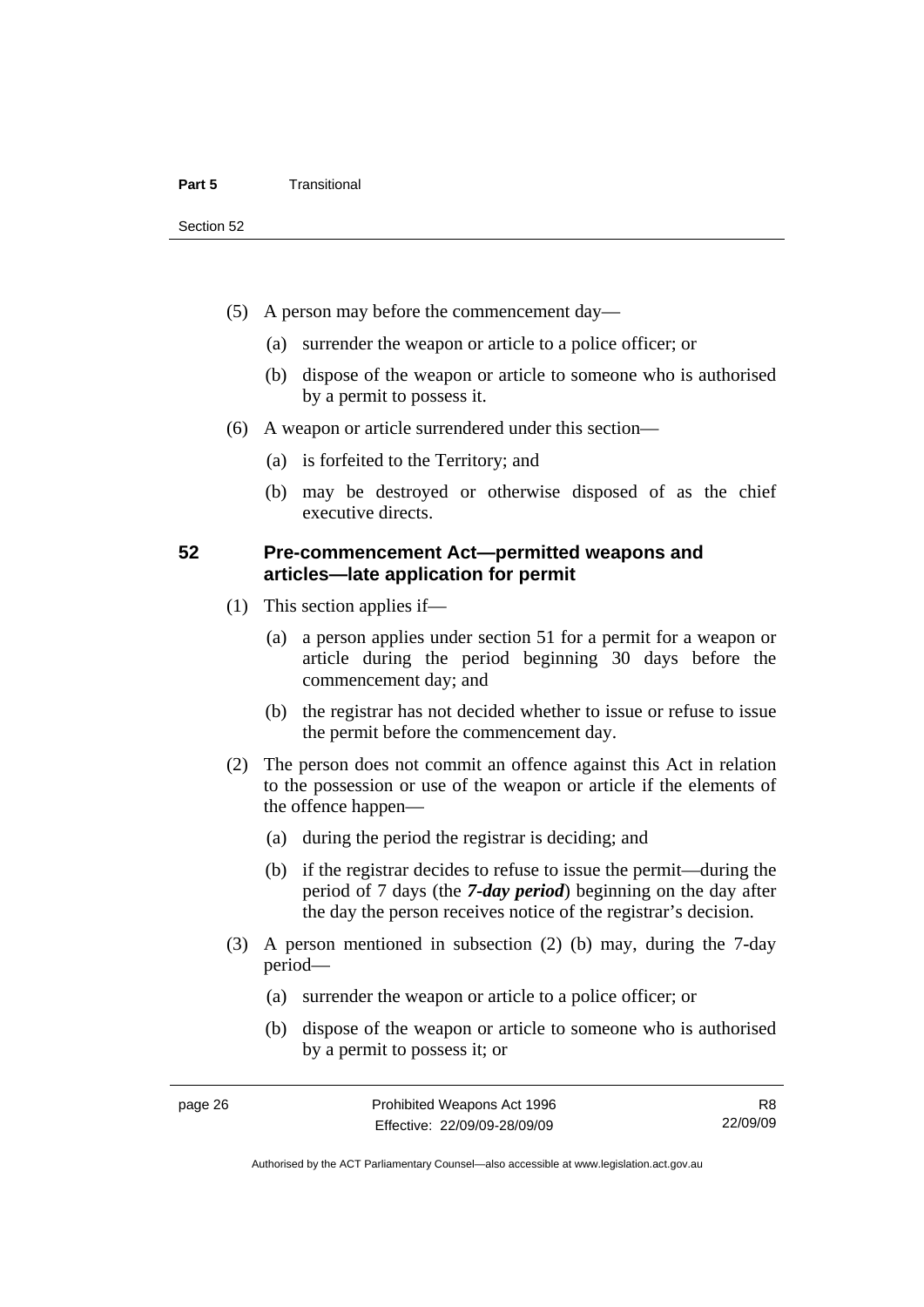(5) A person may before the commencement day—

(a) surrender the weapon or article to a police officer; or

(b) dispose of the weapon or article to someone who is authorised by a permit to possess it.

(6) A weapon or article surrendered under this section—

(a) is forfeited to the Territory; and

(b) may be destroyed or otherwise disposed of as the chief executive directs.

### 52 Pre-commencement Act—permitted weapons and articles—late application for permit

(1) This section applies if—

(a) a person applies under section 51 for a permit for a weapon or article during the period beginning 30 days before the commencement day; and

(b) the registrar has not decided whether to issue or refuse to issue the permit before the commencement day.

(2) The person does not commit an offence against this Act in relation to the possession or use of the weapon or article if the elements of the offence happen—

(a) during the period the registrar is deciding; and

(b) if the registrar decides to refuse to issue the permit—during the period of 7 days (the ***7-day period***) beginning on the day after the day the person receives notice of the registrar's decision.

(3) A person mentioned in subsection (2) (b) may, during the 7-day period—

(a) surrender the weapon or article to a police officer; or

(b) dispose of the weapon or article to someone who is authorised by a permit to possess it; or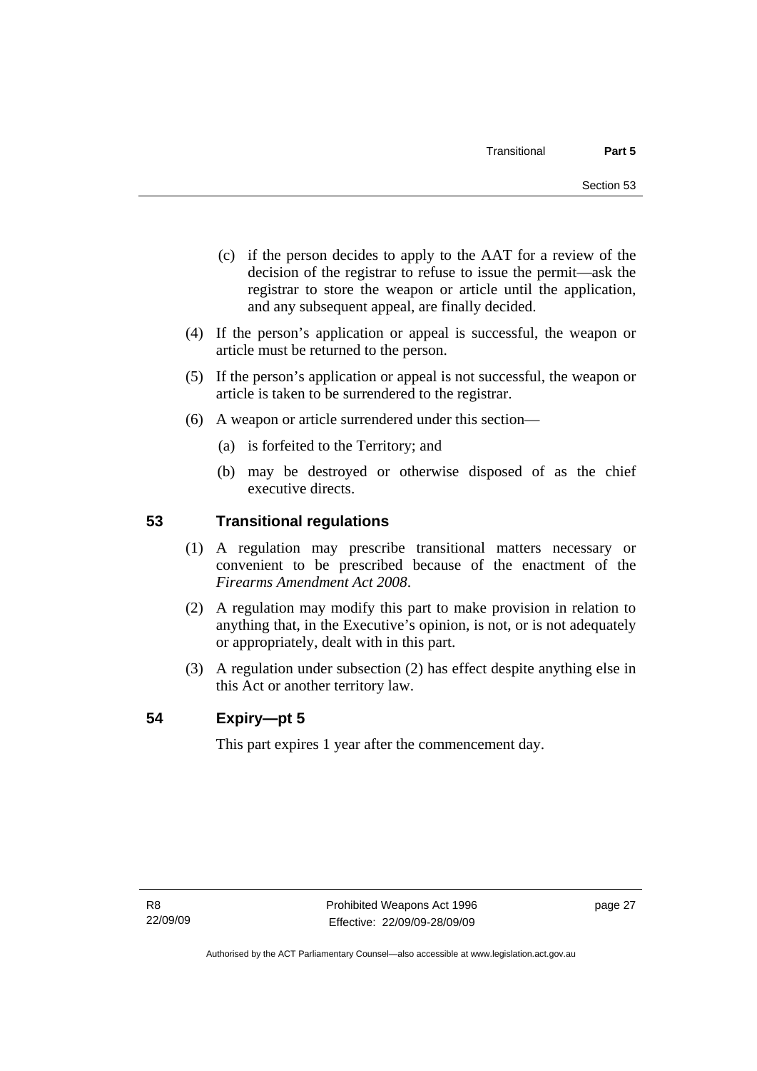(c) if the person decides to apply to the AAT for a review of the decision of the registrar to refuse to issue the permit—ask the registrar to store the weapon or article until the application, and any subsequent appeal, are finally decided.

(4) If the person's application or appeal is successful, the weapon or article must be returned to the person.

(5) If the person's application or appeal is not successful, the weapon or article is taken to be surrendered to the registrar.

(6) A weapon or article surrendered under this section—

(a) is forfeited to the Territory; and

(b) may be destroyed or otherwise disposed of as the chief executive directs.

## 53 Transitional regulations

(1) A regulation may prescribe transitional matters necessary or convenient to be prescribed because of the enactment of the *Firearms Amendment Act 2008*.

(2) A regulation may modify this part to make provision in relation to anything that, in the Executive's opinion, is not, or is not adequately or appropriately, dealt with in this part.

(3) A regulation under subsection (2) has effect despite anything else in this Act or another territory law.

## 54 Expiry—pt 5

This part expires 1 year after the commencement day.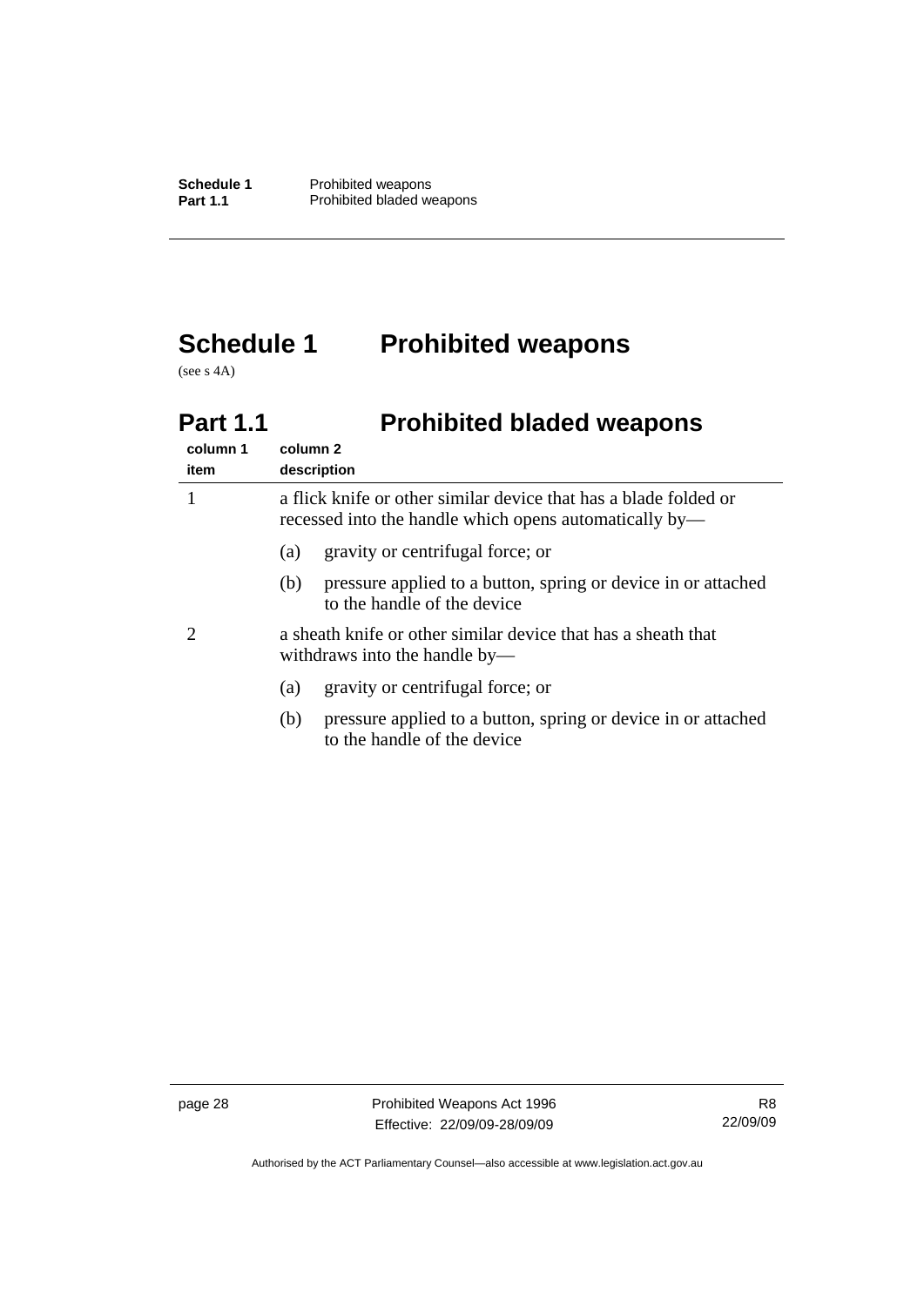# Schedule 1 Prohibited weapons

(see s 4A)

## Part 1.1 Prohibited bladed weapons

| column 1 item | column 2 description |
|---|---|
| 1 | a flick knife or other similar device that has a blade folded or recessed into the handle which opens automatically by—<br>(a) gravity or centrifugal force; or<br>(b) pressure applied to a button, spring or device in or attached to the handle of the device |
| 2 | a sheath knife or other similar device that has a sheath that withdraws into the handle by—<br>(a) gravity or centrifugal force; or<br>(b) pressure applied to a button, spring or device in or attached to the handle of the device |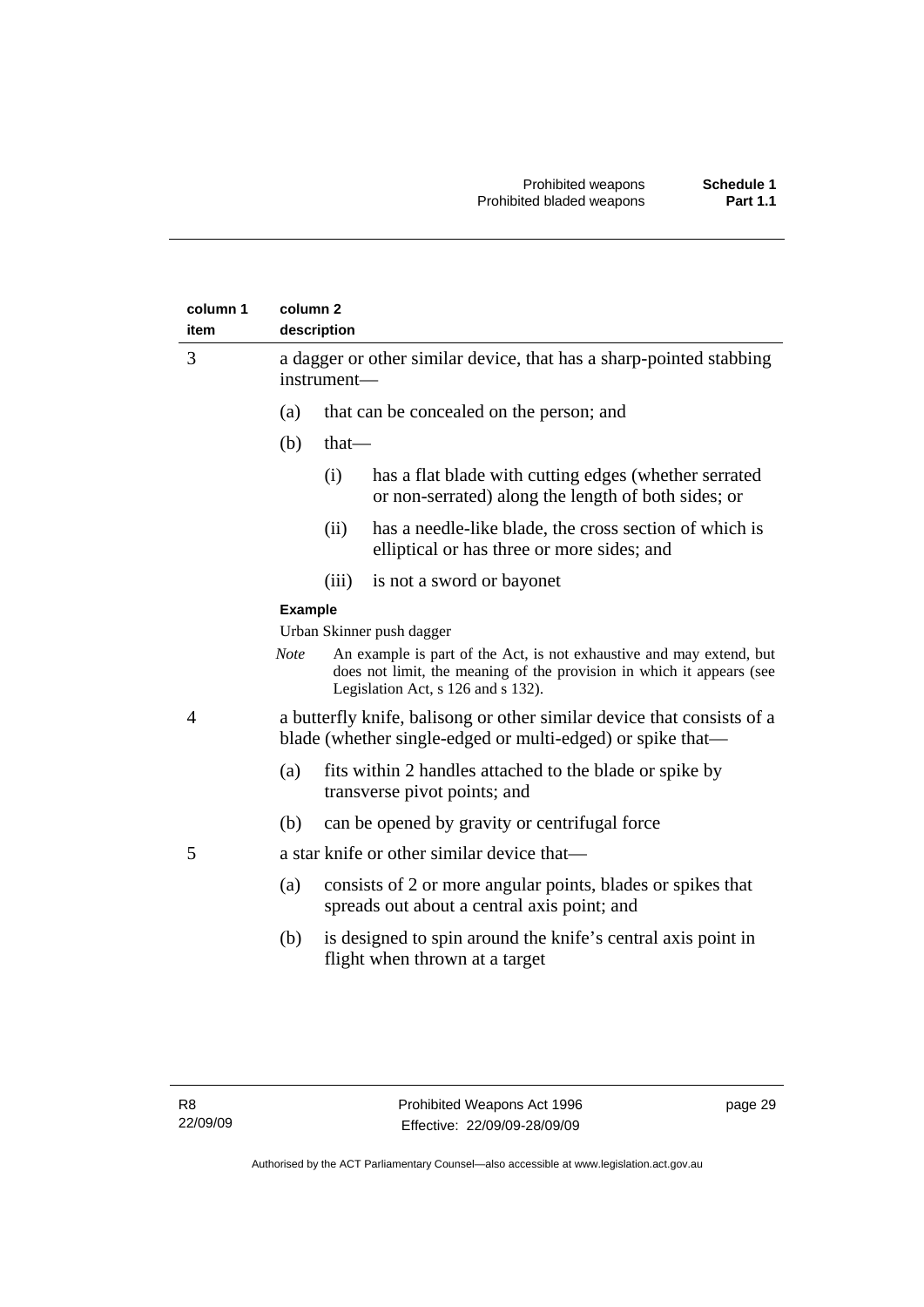| column 1 item | column 2 description |
|---|---|
| 3 | a dagger or other similar device, that has a sharp-pointed stabbing instrument—<br>(a) that can be concealed on the person; and<br>(b) that—<br>(i) has a flat blade with cutting edges (whether serrated or non-serrated) along the length of both sides; or<br>(ii) has a needle-like blade, the cross section of which is elliptical or has three or more sides; and<br>(iii) is not a sword or bayonet<br>**Example**<br>Urban Skinner push dagger<br>*Note* An example is part of the Act, is not exhaustive and may extend, but does not limit, the meaning of the provision in which it appears (see Legislation Act, s 126 and s 132). |
| 4 | a butterfly knife, balisong or other similar device that consists of a blade (whether single-edged or multi-edged) or spike that—<br>(a) fits within 2 handles attached to the blade or spike by transverse pivot points; and<br>(b) can be opened by gravity or centrifugal force |
| 5 | a star knife or other similar device that—<br>(a) consists of 2 or more angular points, blades or spikes that spreads out about a central axis point; and<br>(b) is designed to spin around the knife's central axis point in flight when thrown at a target |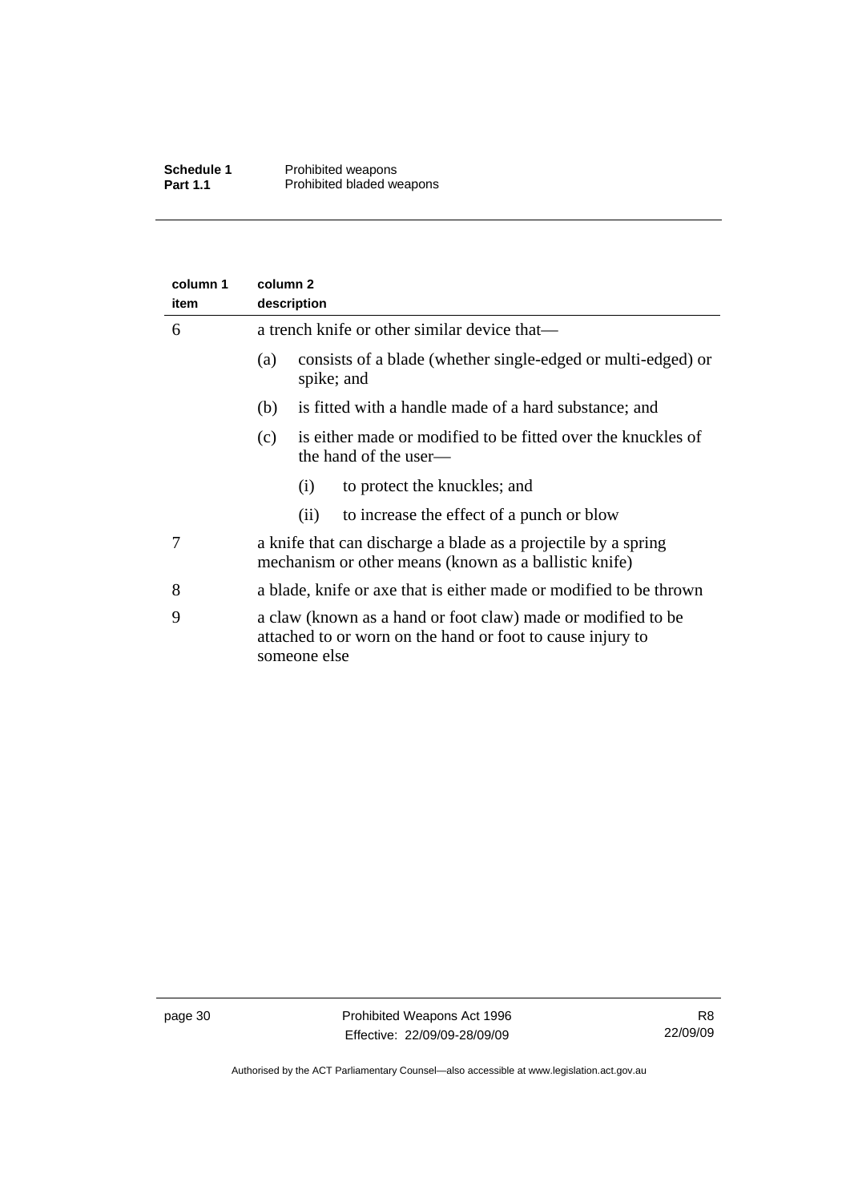| column 1 item | column 2 description |
|---|---|
| 6 | a trench knife or other similar device that—<br>(a) consists of a blade (whether single-edged or multi-edged) or spike; and<br>(b) is fitted with a handle made of a hard substance; and<br>(c) is either made or modified to be fitted over the knuckles of the hand of the user—<br>(i) to protect the knuckles; and<br>(ii) to increase the effect of a punch or blow |
| 7 | a knife that can discharge a blade as a projectile by a spring mechanism or other means (known as a ballistic knife) |
| 8 | a blade, knife or axe that is either made or modified to be thrown |
| 9 | a claw (known as a hand or foot claw) made or modified to be attached to or worn on the hand or foot to cause injury to someone else |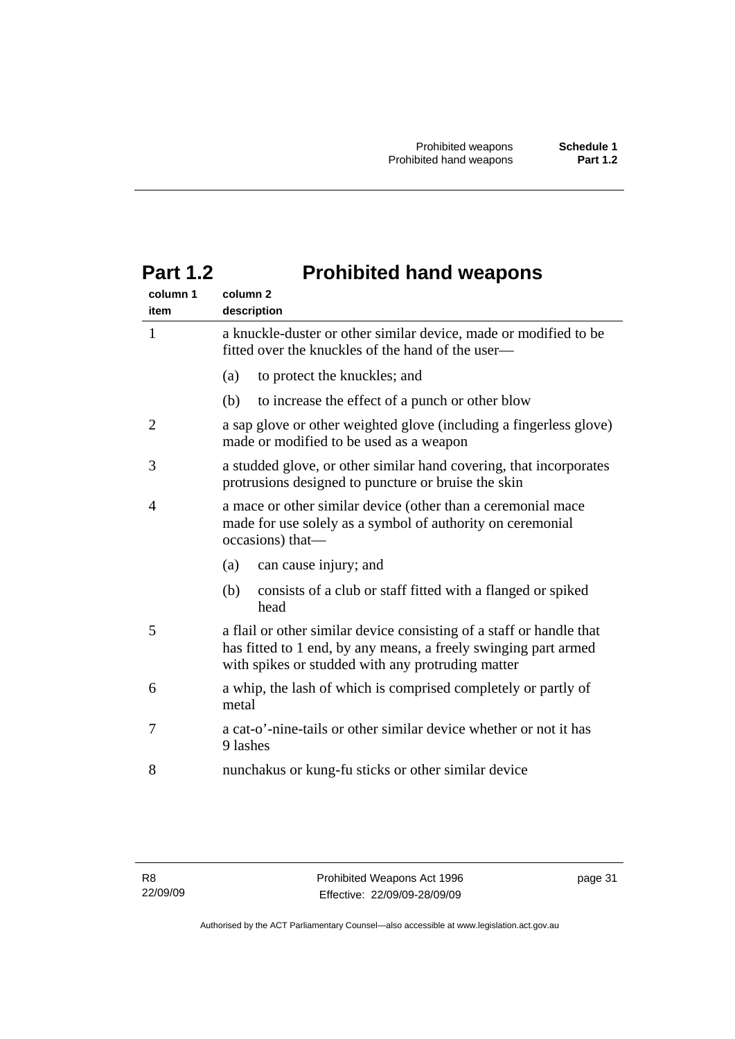## Part 1.2 Prohibited hand weapons

| column 1<br>item | column 2<br>description |
|---|---|
| 1 | a knuckle-duster or other similar device, made or modified to be fitted over the knuckles of the hand of the user—<br>(a) to protect the knuckles; and<br>(b) to increase the effect of a punch or other blow |
| 2 | a sap glove or other weighted glove (including a fingerless glove) made or modified to be used as a weapon |
| 3 | a studded glove, or other similar hand covering, that incorporates protrusions designed to puncture or bruise the skin |
| 4 | a mace or other similar device (other than a ceremonial mace made for use solely as a symbol of authority on ceremonial occasions) that—<br>(a) can cause injury; and<br>(b) consists of a club or staff fitted with a flanged or spiked head |
| 5 | a flail or other similar device consisting of a staff or handle that has fitted to 1 end, by any means, a freely swinging part armed with spikes or studded with any protruding matter |
| 6 | a whip, the lash of which is comprised completely or partly of metal |
| 7 | a cat-o'-nine-tails or other similar device whether or not it has 9 lashes |
| 8 | nunchakus or kung-fu sticks or other similar device |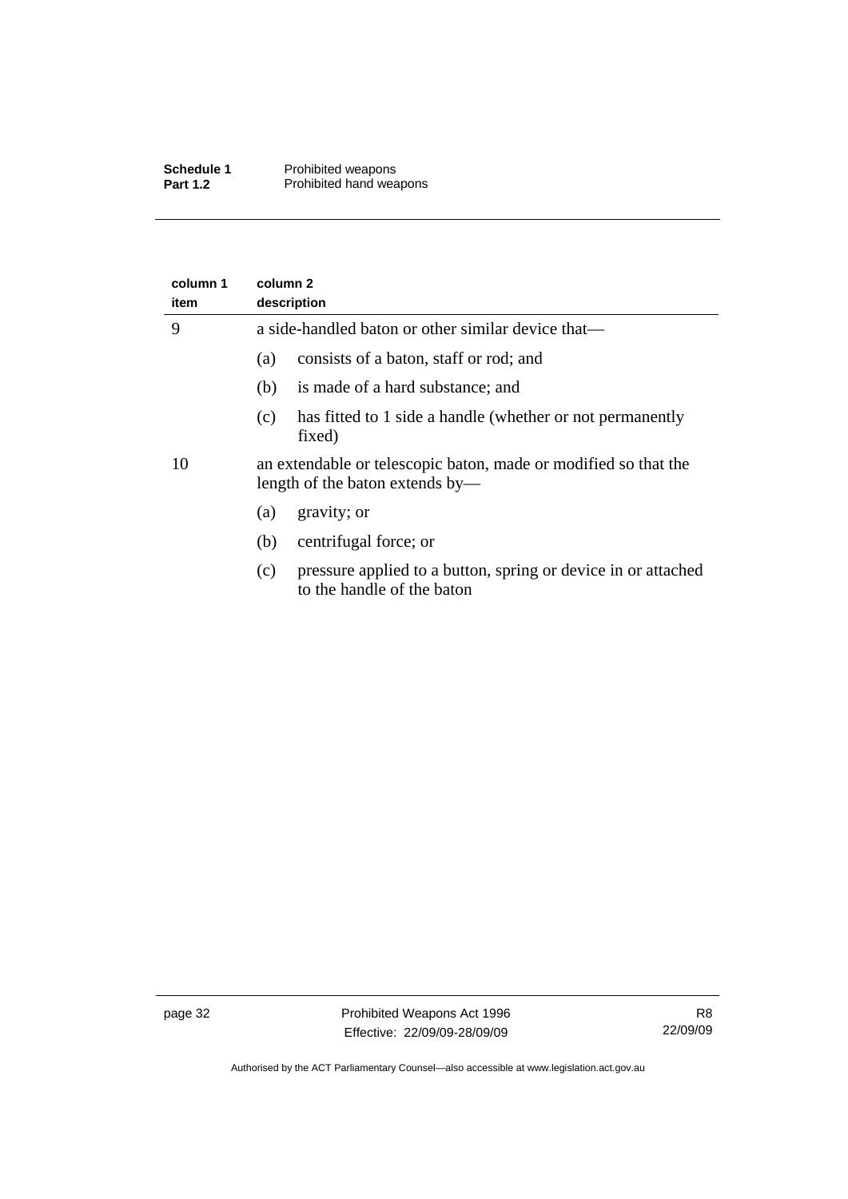| column 1 item | column 2 description |
|---|---|
| 9 | a side-handled baton or other similar device that—<br>(a) consists of a baton, staff or rod; and<br>(b) is made of a hard substance; and<br>(c) has fitted to 1 side a handle (whether or not permanently fixed) |
| 10 | an extendable or telescopic baton, made or modified so that the length of the baton extends by—<br>(a) gravity; or<br>(b) centrifugal force; or<br>(c) pressure applied to a button, spring or device in or attached to the handle of the baton |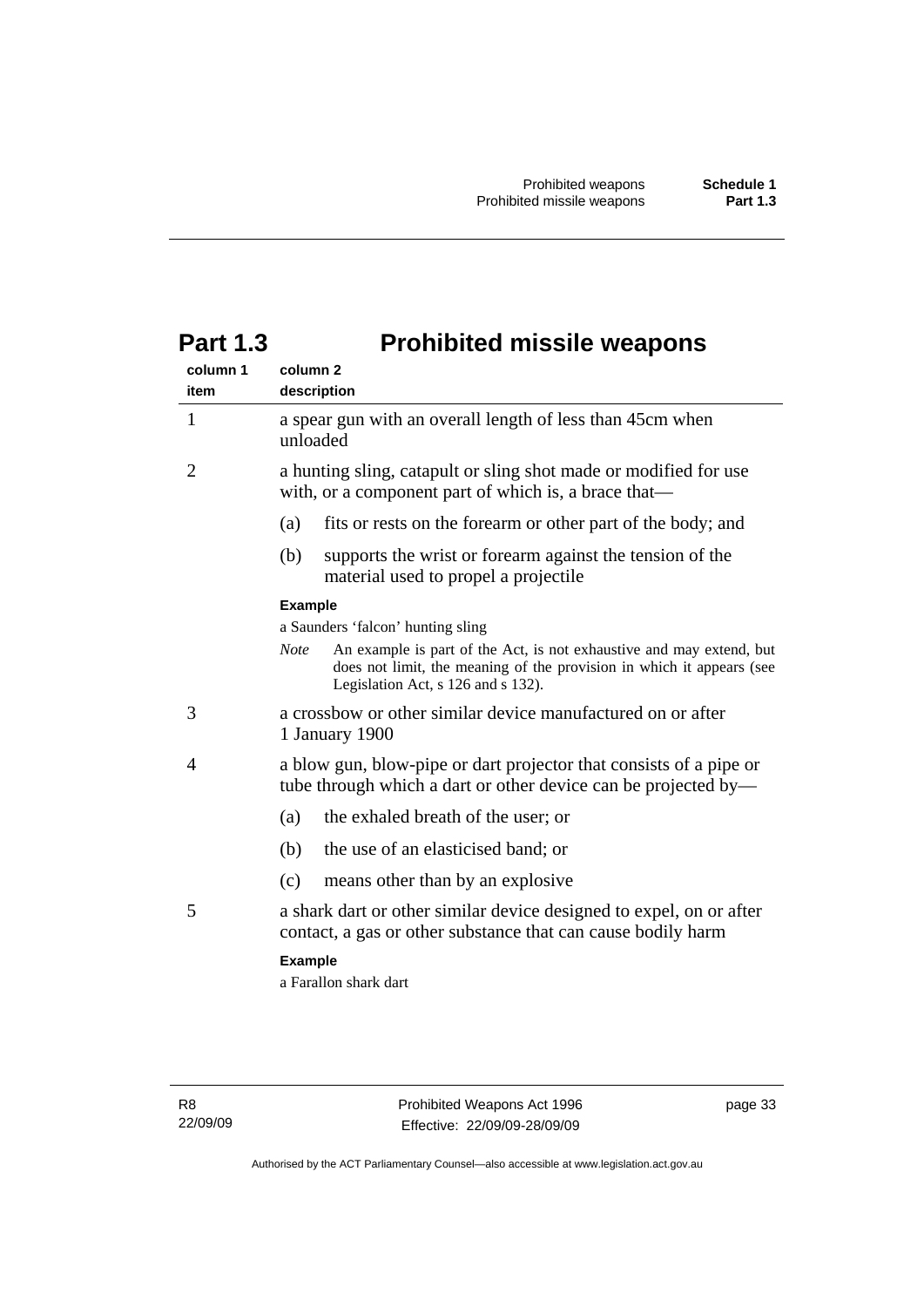# Part 1.3 Prohibited missile weapons

| column 1 item | column 2 description |
| --- | --- |
| 1 | a spear gun with an overall length of less than 45cm when unloaded |
| 2 | a hunting sling, catapult or sling shot made or modified for use with, or a component part of which is, a brace that—<br>(a) fits or rests on the forearm or other part of the body; and<br>(b) supports the wrist or forearm against the tension of the material used to propel a projectile<br>**Example**<br>a Saunders 'falcon' hunting sling<br>*Note* An example is part of the Act, is not exhaustive and may extend, but does not limit, the meaning of the provision in which it appears (see Legislation Act, s 126 and s 132). |
| 3 | a crossbow or other similar device manufactured on or after 1 January 1900 |
| 4 | a blow gun, blow-pipe or dart projector that consists of a pipe or tube through which a dart or other device can be projected by—<br>(a) the exhaled breath of the user; or<br>(b) the use of an elasticised band; or<br>(c) means other than by an explosive |
| 5 | a shark dart or other similar device designed to expel, on or after contact, a gas or other substance that can cause bodily harm<br>**Example**<br>a Farallon shark dart |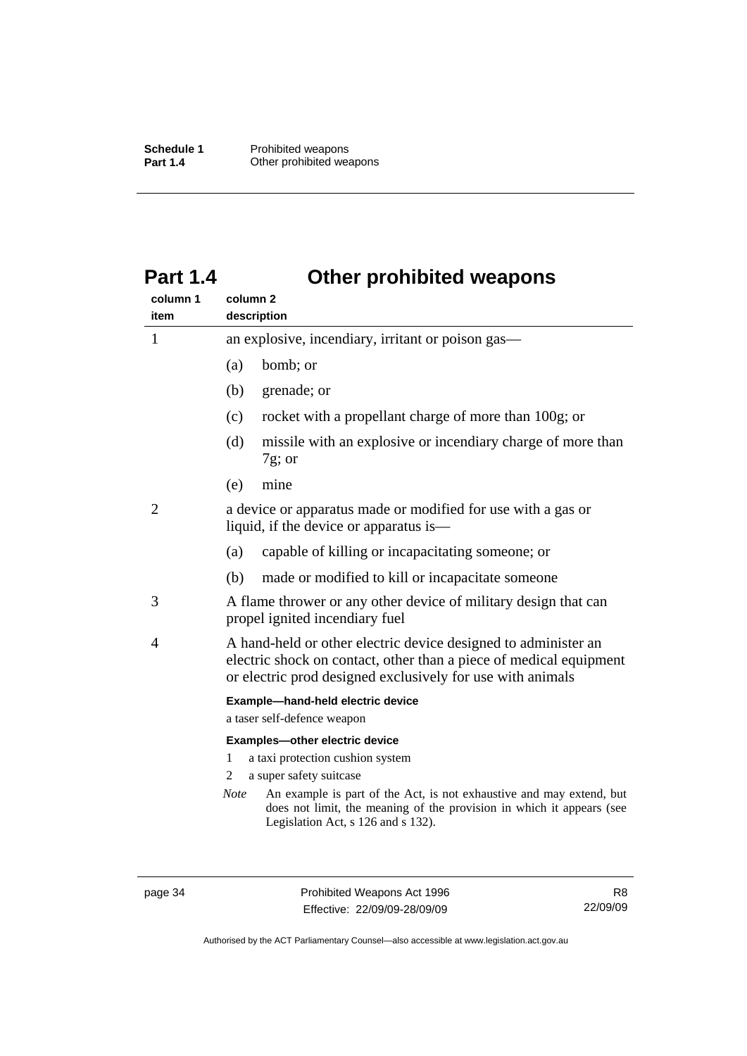# Part 1.4 Other prohibited weapons

| column 1 item | column 2 description |
|---|---|
| 1 | an explosive, incendiary, irritant or poison gas—<br>(a) bomb; or<br>(b) grenade; or<br>(c) rocket with a propellant charge of more than 100g; or<br>(d) missile with an explosive or incendiary charge of more than 7g; or<br>(e) mine |
| 2 | a device or apparatus made or modified for use with a gas or liquid, if the device or apparatus is—<br>(a) capable of killing or incapacitating someone; or<br>(b) made or modified to kill or incapacitate someone |
| 3 | A flame thrower or any other device of military design that can propel ignited incendiary fuel |
| 4 | A hand-held or other electric device designed to administer an electric shock on contact, other than a piece of medical equipment or electric prod designed exclusively for use with animals<br>**Example—hand-held electric device**<br>a taser self-defence weapon<br>**Examples—other electric device**<br>1 a taxi protection cushion system<br>2 a super safety suitcase<br>*Note* An example is part of the Act, is not exhaustive and may extend, but does not limit, the meaning of the provision in which it appears (see Legislation Act, s 126 and s 132). |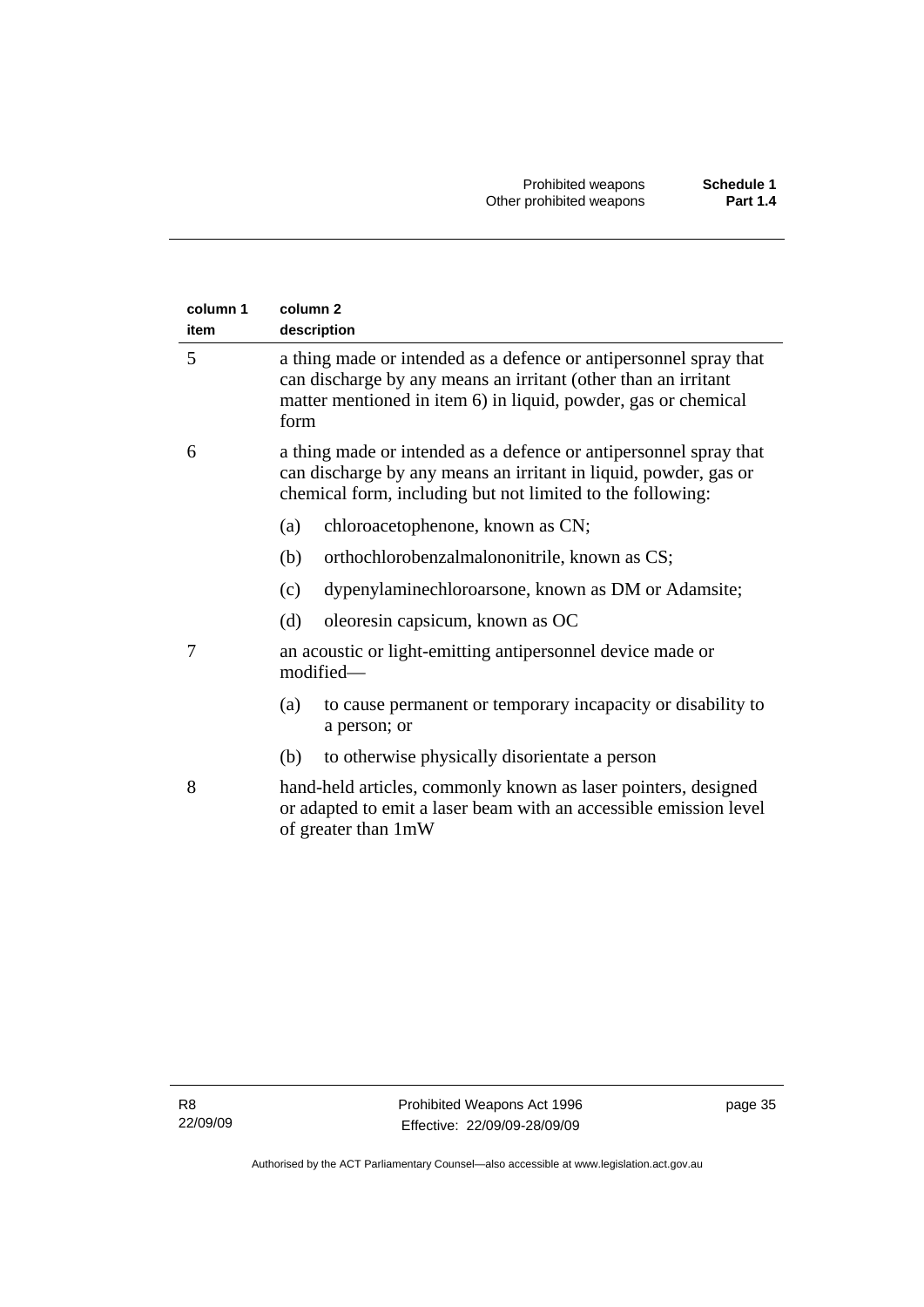| column 1 item | column 2 description |
|---|---|
| 5 | a thing made or intended as a defence or antipersonnel spray that can discharge by any means an irritant (other than an irritant matter mentioned in item 6) in liquid, powder, gas or chemical form |
| 6 | a thing made or intended as a defence or antipersonnel spray that can discharge by any means an irritant in liquid, powder, gas or chemical form, including but not limited to the following:<br>(a) chloroacetophenone, known as CN;<br>(b) orthochlorobenzalmalononitrile, known as CS;<br>(c) dypenylaminechloroarsone, known as DM or Adamsite;<br>(d) oleoresin capsicum, known as OC |
| 7 | an acoustic or light-emitting antipersonnel device made or modified—<br>(a) to cause permanent or temporary incapacity or disability to a person; or<br>(b) to otherwise physically disorientate a person |
| 8 | hand-held articles, commonly known as laser pointers, designed or adapted to emit a laser beam with an accessible emission level of greater than 1mW |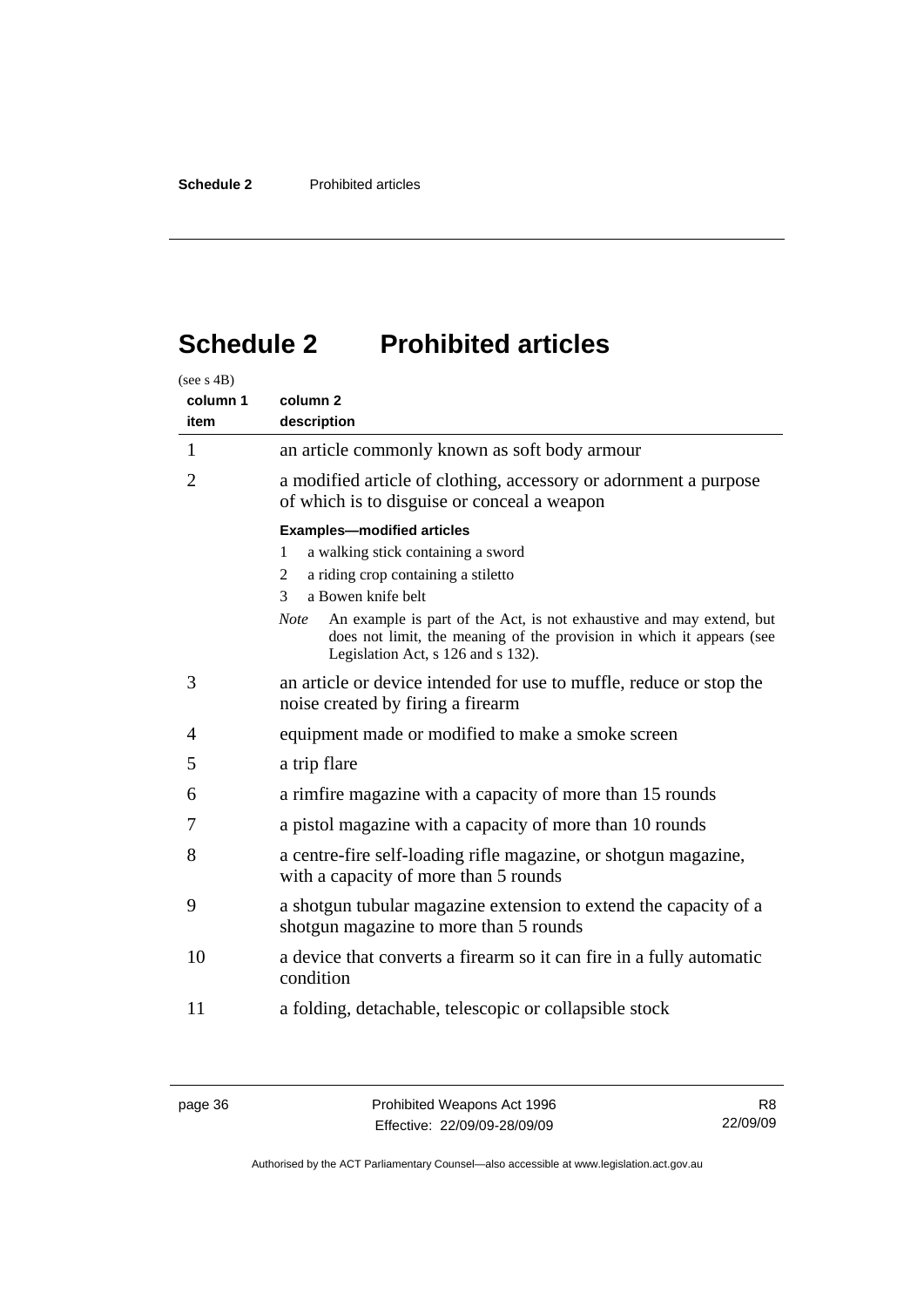# Schedule 2 Prohibited articles

(see s 4B)

| column 1 item | column 2 description |
|---|---|
| 1 | an article commonly known as soft body armour |
| 2 | a modified article of clothing, accessory or adornment a purpose of which is to disguise or conceal a weapon<br><br>**Examples—modified articles**<br>1 a walking stick containing a sword<br>2 a riding crop containing a stiletto<br>3 a Bowen knife belt<br><br>*Note* An example is part of the Act, is not exhaustive and may extend, but does not limit, the meaning of the provision in which it appears (see Legislation Act, s 126 and s 132). |
| 3 | an article or device intended for use to muffle, reduce or stop the noise created by firing a firearm |
| 4 | equipment made or modified to make a smoke screen |
| 5 | a trip flare |
| 6 | a rimfire magazine with a capacity of more than 15 rounds |
| 7 | a pistol magazine with a capacity of more than 10 rounds |
| 8 | a centre-fire self-loading rifle magazine, or shotgun magazine, with a capacity of more than 5 rounds |
| 9 | a shotgun tubular magazine extension to extend the capacity of a shotgun magazine to more than 5 rounds |
| 10 | a device that converts a firearm so it can fire in a fully automatic condition |
| 11 | a folding, detachable, telescopic or collapsible stock |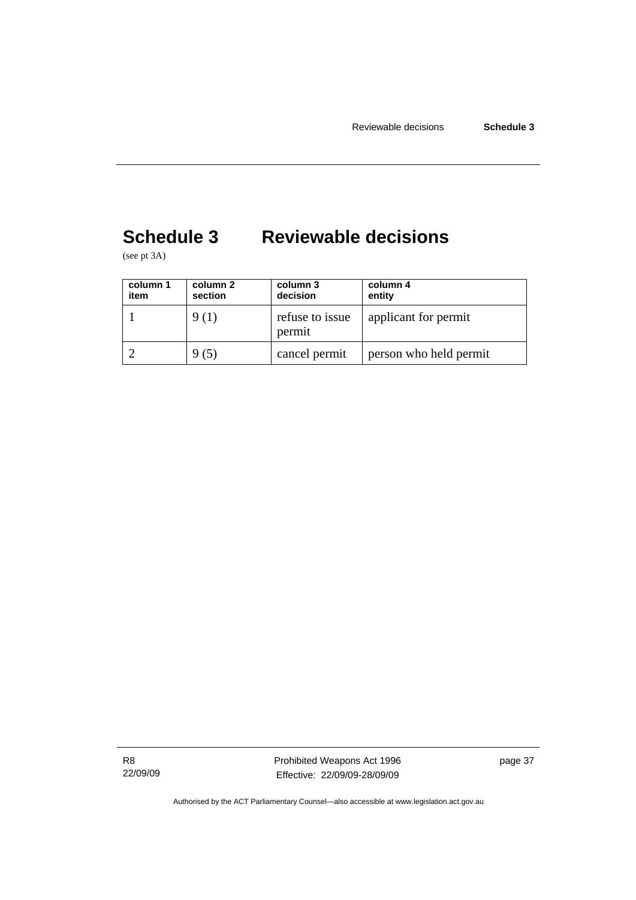# Schedule 3 Reviewable decisions

(see pt 3A)

| column 1 item | column 2 section | column 3 decision | column 4 entity |
|---|---|---|---|
| 1 | 9 (1) | refuse to issue permit | applicant for permit |
| 2 | 9 (5) | cancel permit | person who held permit |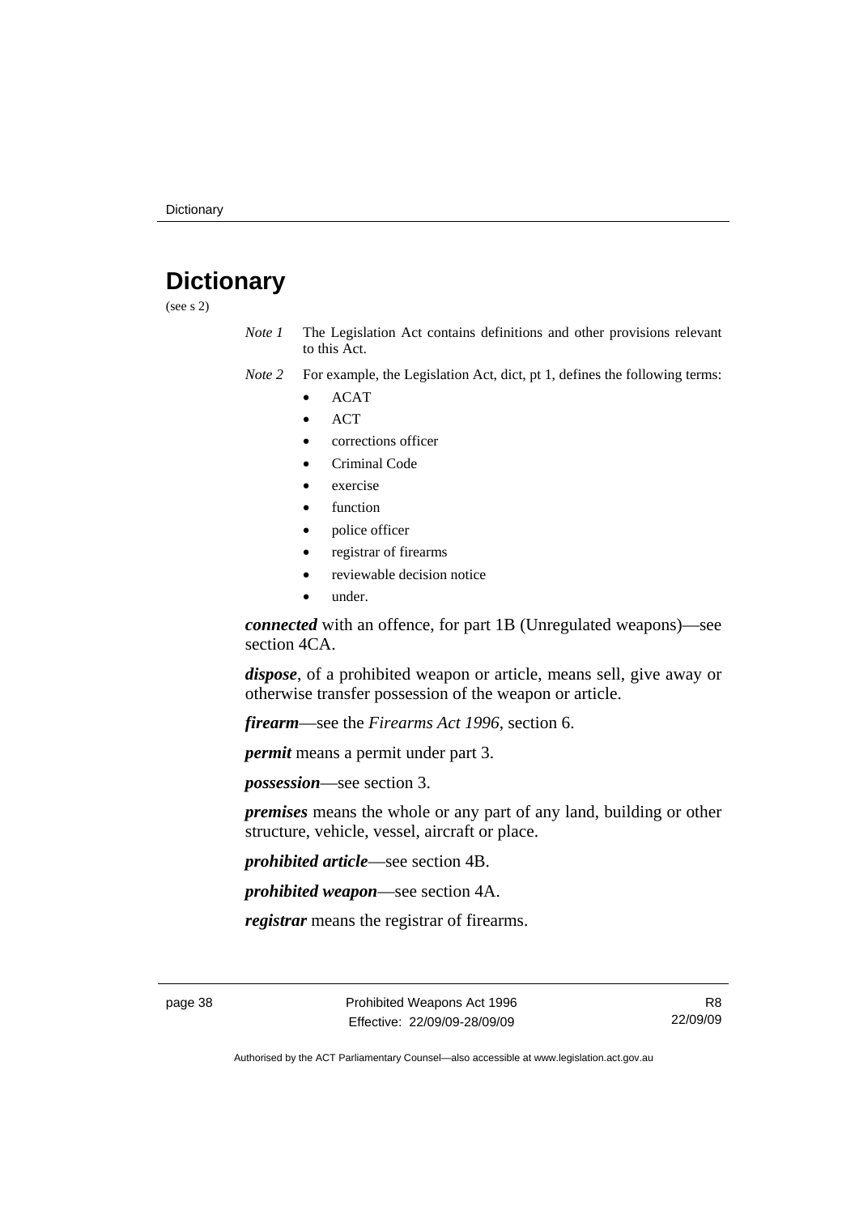# Dictionary

(see s 2)

*Note 1* The Legislation Act contains definitions and other provisions relevant to this Act.

*Note 2* For example, the Legislation Act, dict, pt 1, defines the following terms:

- ACAT
- ACT
- corrections officer
- Criminal Code
- exercise
- function
- police officer
- registrar of firearms
- reviewable decision notice
- under.

***connected*** with an offence, for part 1B (Unregulated weapons)—see section 4CA.

***dispose***, of a prohibited weapon or article, means sell, give away or otherwise transfer possession of the weapon or article.

***firearm***—see the *Firearms Act 1996*, section 6.

***permit*** means a permit under part 3.

***possession***—see section 3.

***premises*** means the whole or any part of any land, building or other structure, vehicle, vessel, aircraft or place.

***prohibited article***—see section 4B.

***prohibited weapon***—see section 4A.

***registrar*** means the registrar of firearms.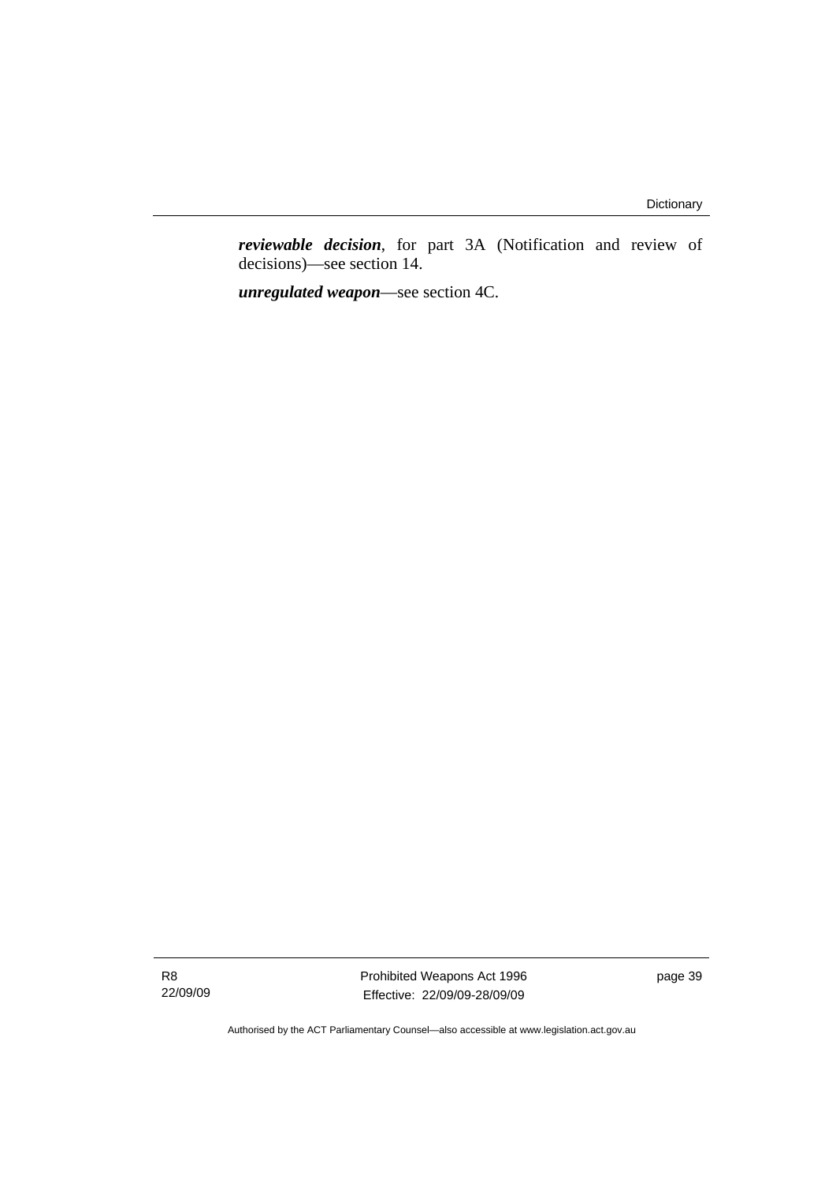***reviewable decision***, for part 3A (Notification and review of decisions)—see section 14.

***unregulated weapon***—see section 4C.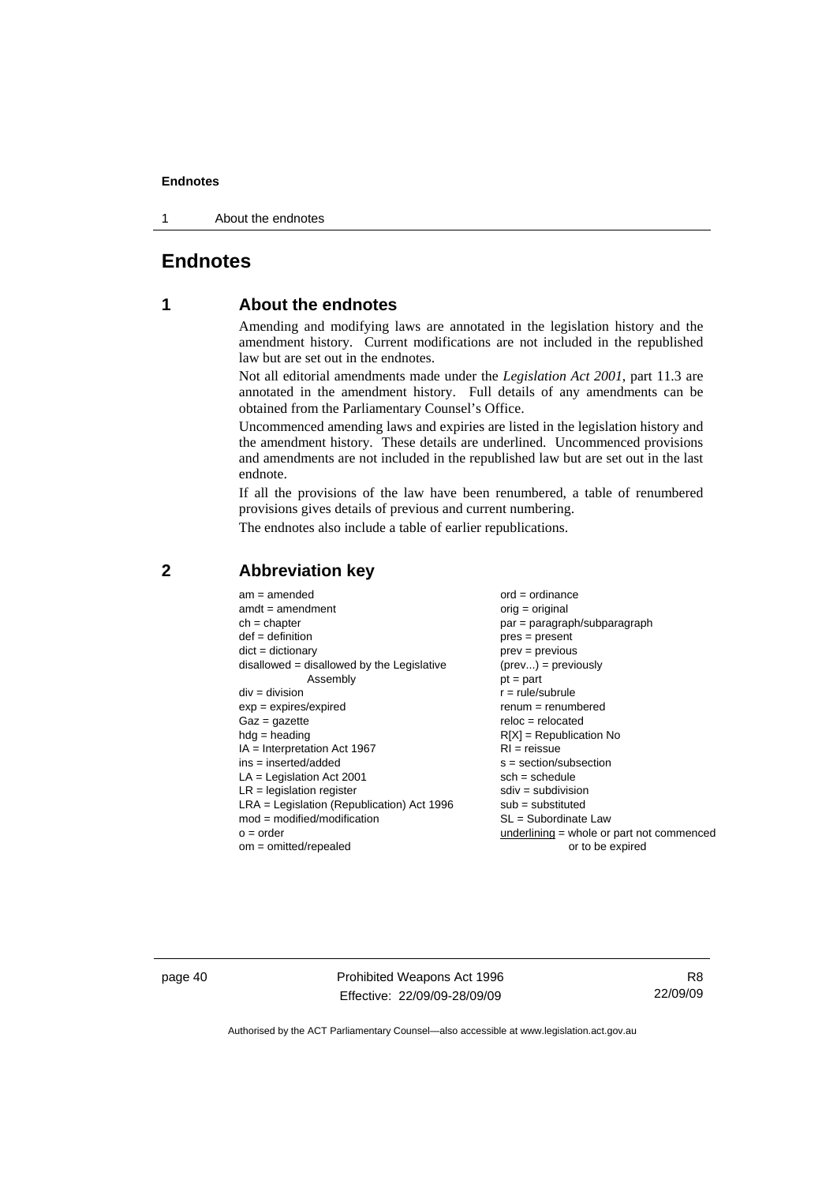# Endnotes

## 1 About the endnotes

Amending and modifying laws are annotated in the legislation history and the amendment history. Current modifications are not included in the republished law but are set out in the endnotes.

Not all editorial amendments made under the *Legislation Act 2001*, part 11.3 are annotated in the amendment history. Full details of any amendments can be obtained from the Parliamentary Counsel's Office.

Uncommenced amending laws and expiries are listed in the legislation history and the amendment history. These details are underlined. Uncommenced provisions and amendments are not included in the republished law but are set out in the last endnote.

If all the provisions of the law have been renumbered, a table of renumbered provisions gives details of previous and current numbering.

The endnotes also include a table of earlier republications.

## 2 Abbreviation key

am = amended
amdt = amendment
ch = chapter
def = definition
dict = dictionary
disallowed = disallowed by the Legislative Assembly
div = division
exp = expires/expired
Gaz = gazette
hdg = heading
IA = Interpretation Act 1967
ins = inserted/added
LA = Legislation Act 2001
LR = legislation register
LRA = Legislation (Republication) Act 1996
mod = modified/modification
o = order
om = omitted/repealed
ord = ordinance
orig = original
par = paragraph/subparagraph
pres = present
prev = previous
(prev...) = previously
pt = part
r = rule/subrule
renum = renumbered
reloc = relocated
R[X] = Republication No
RI = reissue
s = section/subsection
sch = schedule
sdiv = subdivision
sub = substituted
SL = Subordinate Law
underlining = whole or part not commenced or to be expired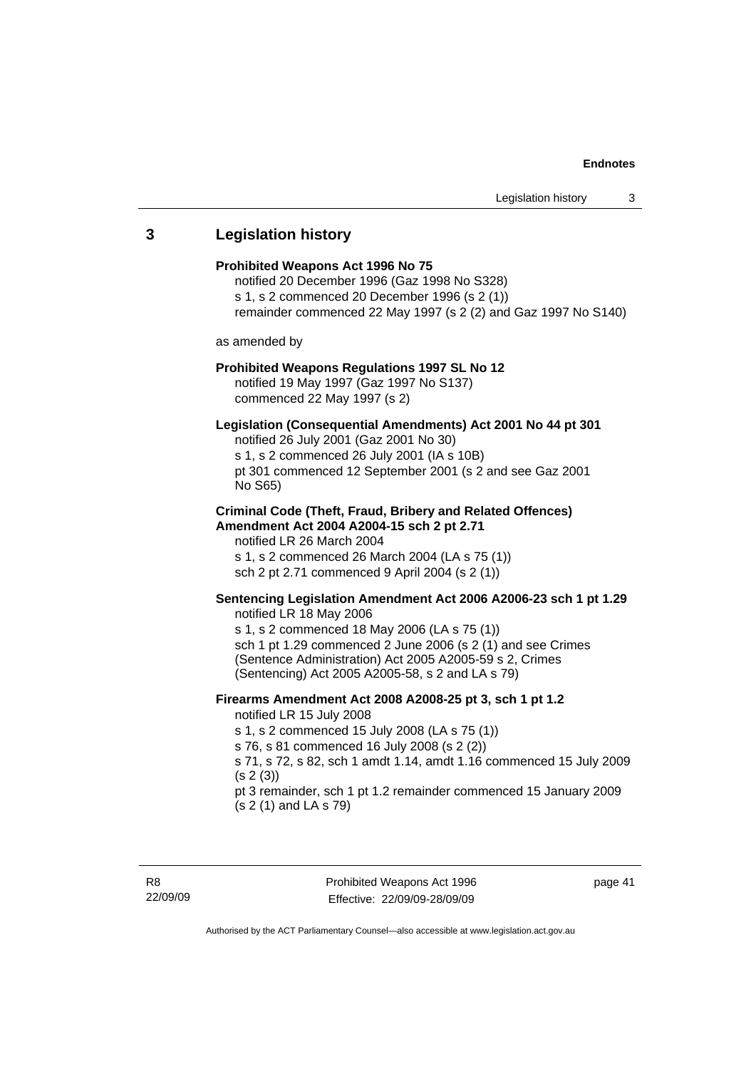## 3 Legislation history

**Prohibited Weapons Act 1996 No 75**

notified 20 December 1996 (Gaz 1998 No S328)
s 1, s 2 commenced 20 December 1996 (s 2 (1))
remainder commenced 22 May 1997 (s 2 (2) and Gaz 1997 No S140)

as amended by

**Prohibited Weapons Regulations 1997 SL No 12**

notified 19 May 1997 (Gaz 1997 No S137)
commenced 22 May 1997 (s 2)

**Legislation (Consequential Amendments) Act 2001 No 44 pt 301**

notified 26 July 2001 (Gaz 2001 No 30)
s 1, s 2 commenced 26 July 2001 (IA s 10B)
pt 301 commenced 12 September 2001 (s 2 and see Gaz 2001 No S65)

**Criminal Code (Theft, Fraud, Bribery and Related Offences) Amendment Act 2004 A2004-15 sch 2 pt 2.71**

notified LR 26 March 2004
s 1, s 2 commenced 26 March 2004 (LA s 75 (1))
sch 2 pt 2.71 commenced 9 April 2004 (s 2 (1))

**Sentencing Legislation Amendment Act 2006 A2006-23 sch 1 pt 1.29**

notified LR 18 May 2006
s 1, s 2 commenced 18 May 2006 (LA s 75 (1))
sch 1 pt 1.29 commenced 2 June 2006 (s 2 (1) and see Crimes (Sentence Administration) Act 2005 A2005-59 s 2, Crimes (Sentencing) Act 2005 A2005-58, s 2 and LA s 79)

**Firearms Amendment Act 2008 A2008-25 pt 3, sch 1 pt 1.2**

notified LR 15 July 2008
s 1, s 2 commenced 15 July 2008 (LA s 75 (1))
s 76, s 81 commenced 16 July 2008 (s 2 (2))
s 71, s 72, s 82, sch 1 amdt 1.14, amdt 1.16 commenced 15 July 2009 (s 2 (3))
pt 3 remainder, sch 1 pt 1.2 remainder commenced 15 January 2009 (s 2 (1) and LA s 79)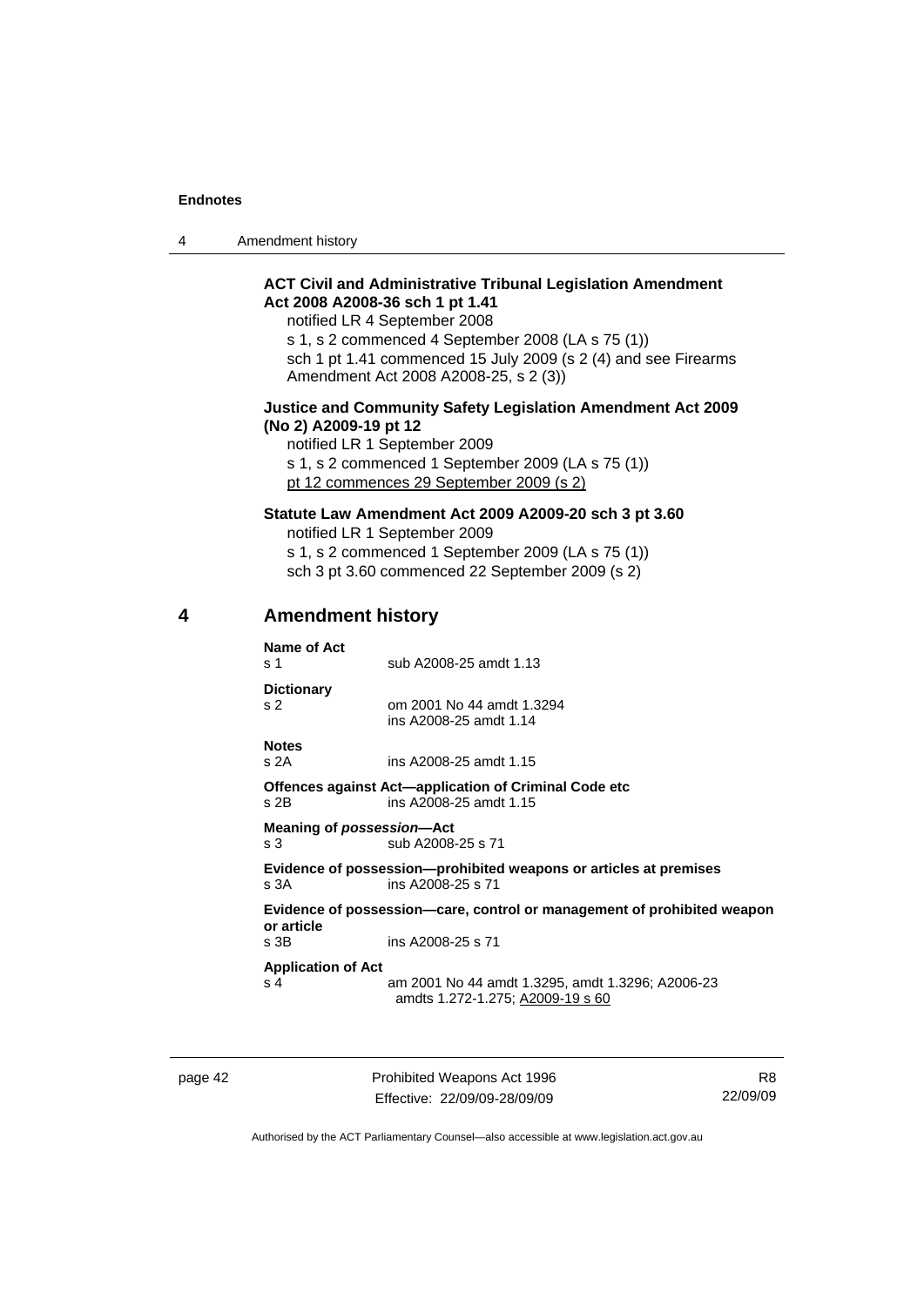**ACT Civil and Administrative Tribunal Legislation Amendment Act 2008 A2008-36 sch 1 pt 1.41**

notified LR 4 September 2008

s 1, s 2 commenced 4 September 2008 (LA s 75 (1))

sch 1 pt 1.41 commenced 15 July 2009 (s 2 (4) and see Firearms Amendment Act 2008 A2008-25, s 2 (3))

**Justice and Community Safety Legislation Amendment Act 2009 (No 2) A2009-19 pt 12**

notified LR 1 September 2009

s 1, s 2 commenced 1 September 2009 (LA s 75 (1))

pt 12 commences 29 September 2009 (s 2)

**Statute Law Amendment Act 2009 A2009-20 sch 3 pt 3.60**

notified LR 1 September 2009

s 1, s 2 commenced 1 September 2009 (LA s 75 (1))

sch 3 pt 3.60 commenced 22 September 2009 (s 2)

## 4 Amendment history

**Name of Act**

s 1 — sub A2008-25 amdt 1.13

**Dictionary**

s 2 — om 2001 No 44 amdt 1.3294
ins A2008-25 amdt 1.14

**Notes**

s 2A — ins A2008-25 amdt 1.15

**Offences against Act—application of Criminal Code etc**

s 2B — ins A2008-25 amdt 1.15

**Meaning of *possession*—Act**

s 3 — sub A2008-25 s 71

**Evidence of possession—prohibited weapons or articles at premises**

s 3A — ins A2008-25 s 71

**Evidence of possession—care, control or management of prohibited weapon or article**

s 3B — ins A2008-25 s 71

**Application of Act**

s 4 — am 2001 No 44 amdt 1.3295, amdt 1.3296; A2006-23 amdts 1.272-1.275; A2009-19 s 60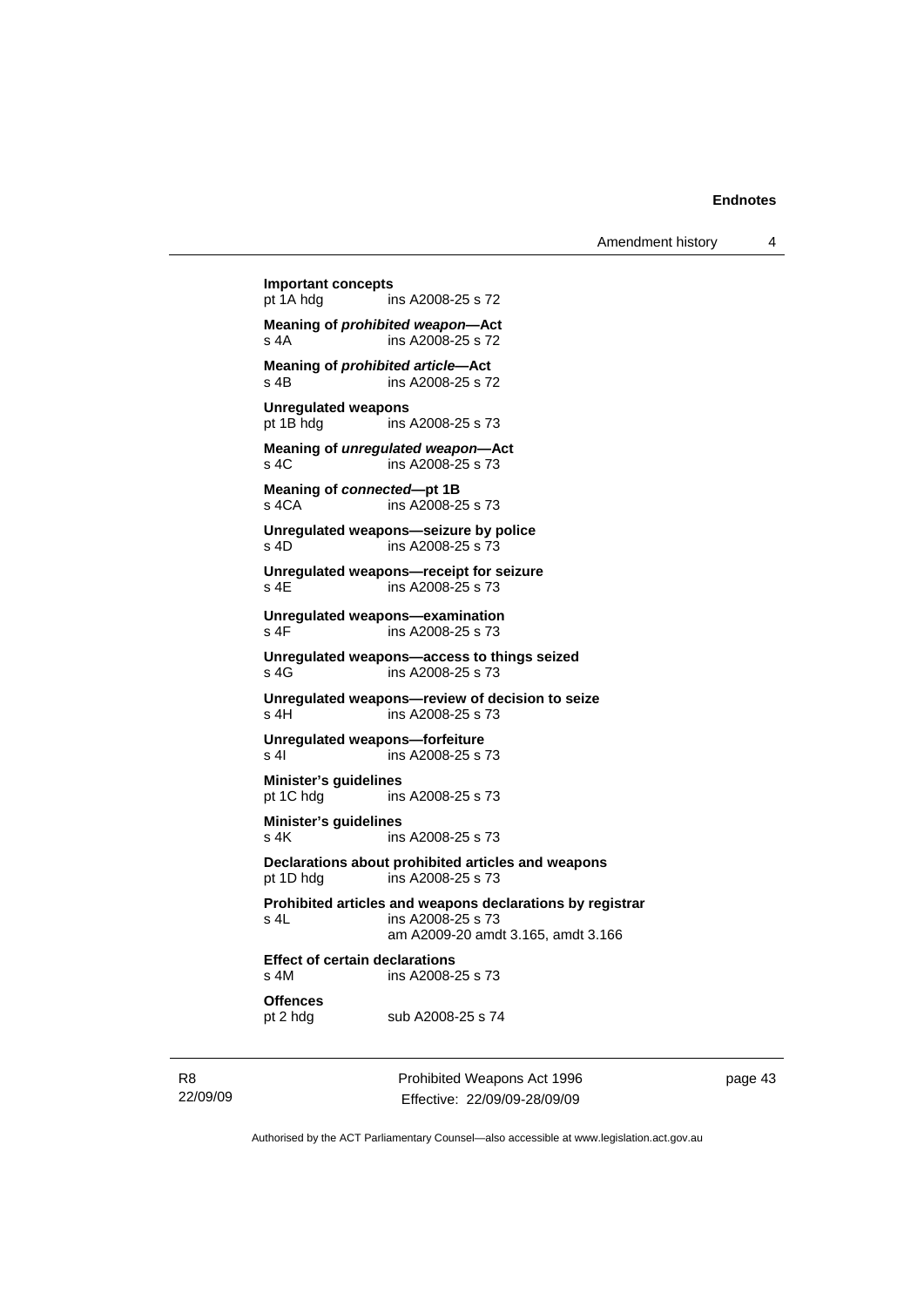**Important concepts**
pt 1A hdg ins A2008-25 s 72

**Meaning of *prohibited weapon*—Act**
s 4A ins A2008-25 s 72

**Meaning of *prohibited article*—Act**
s 4B ins A2008-25 s 72

**Unregulated weapons**
pt 1B hdg ins A2008-25 s 73

**Meaning of *unregulated weapon*—Act**
s 4C ins A2008-25 s 73

**Meaning of *connected*—pt 1B**
s 4CA ins A2008-25 s 73

**Unregulated weapons—seizure by police**
s 4D ins A2008-25 s 73

**Unregulated weapons—receipt for seizure**
s 4E ins A2008-25 s 73

**Unregulated weapons—examination**
s 4F ins A2008-25 s 73

**Unregulated weapons—access to things seized**
s 4G ins A2008-25 s 73

**Unregulated weapons—review of decision to seize**
s 4H ins A2008-25 s 73

**Unregulated weapons—forfeiture**
s 4I ins A2008-25 s 73

**Minister's guidelines**
pt 1C hdg ins A2008-25 s 73

**Minister's guidelines**
s 4K ins A2008-25 s 73

**Declarations about prohibited articles and weapons**
pt 1D hdg ins A2008-25 s 73

**Prohibited articles and weapons declarations by registrar**
s 4L ins A2008-25 s 73
am A2009-20 amdt 3.165, amdt 3.166

**Effect of certain declarations**
s 4M ins A2008-25 s 73

**Offences**
pt 2 hdg sub A2008-25 s 74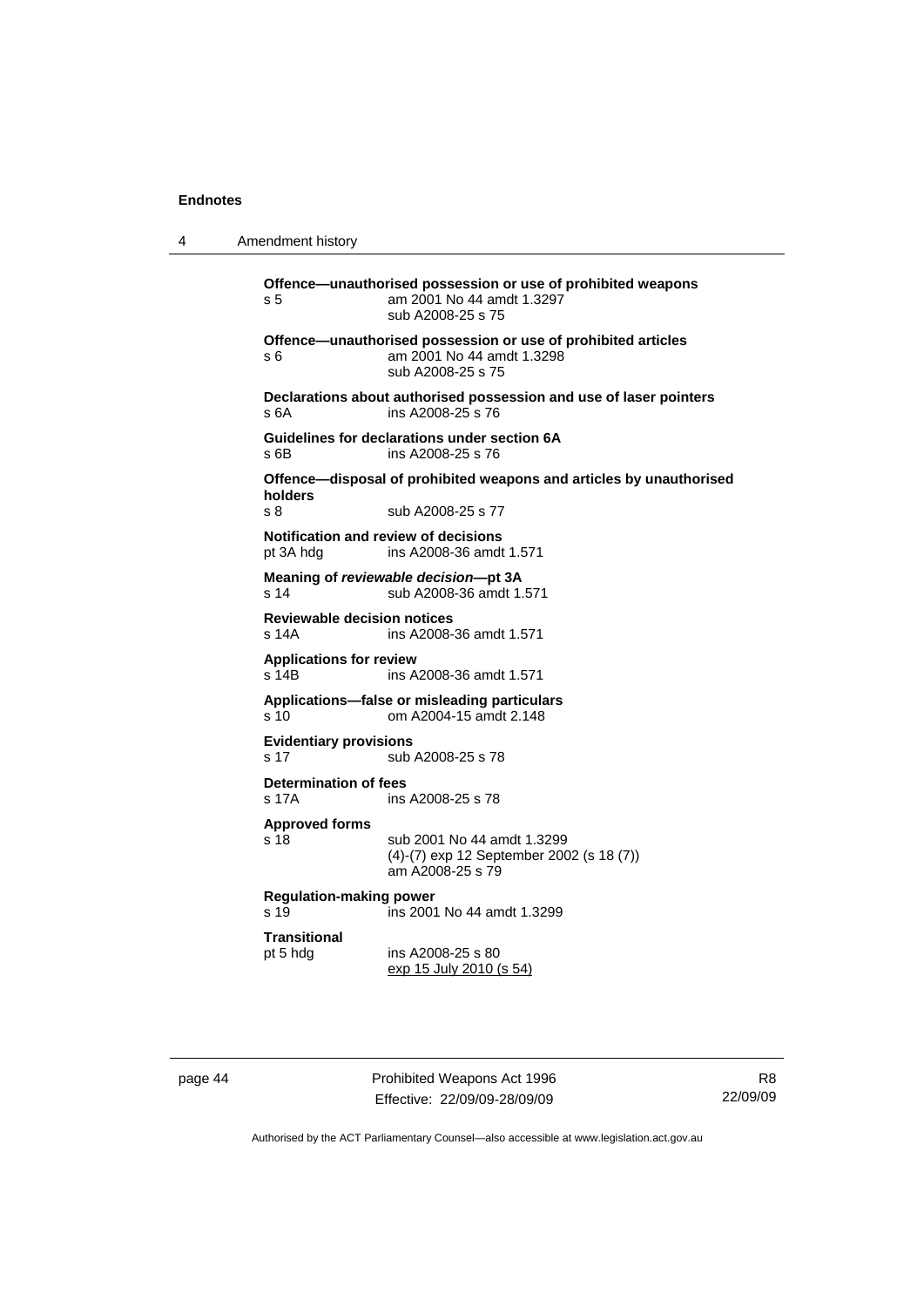**Offence—unauthorised possession or use of prohibited weapons**
s 5 am 2001 No 44 amdt 1.3297
sub A2008-25 s 75

**Offence—unauthorised possession or use of prohibited articles**
s 6 am 2001 No 44 amdt 1.3298
sub A2008-25 s 75

**Declarations about authorised possession and use of laser pointers**
s 6A ins A2008-25 s 76

**Guidelines for declarations under section 6A**
s 6B ins A2008-25 s 76

**Offence—disposal of prohibited weapons and articles by unauthorised holders**
s 8 sub A2008-25 s 77

**Notification and review of decisions**
pt 3A hdg ins A2008-36 amdt 1.571

**Meaning of *reviewable decision*—pt 3A**
s 14 sub A2008-36 amdt 1.571

**Reviewable decision notices**
s 14A ins A2008-36 amdt 1.571

**Applications for review**
s 14B ins A2008-36 amdt 1.571

**Applications—false or misleading particulars**
s 10 om A2004-15 amdt 2.148

**Evidentiary provisions**
s 17 sub A2008-25 s 78

**Determination of fees**
s 17A ins A2008-25 s 78

**Approved forms**
s 18 sub 2001 No 44 amdt 1.3299
(4)-(7) exp 12 September 2002 (s 18 (7))
am A2008-25 s 79

**Regulation-making power**
s 19 ins 2001 No 44 amdt 1.3299

**Transitional**
pt 5 hdg ins A2008-25 s 80
exp 15 July 2010 (s 54)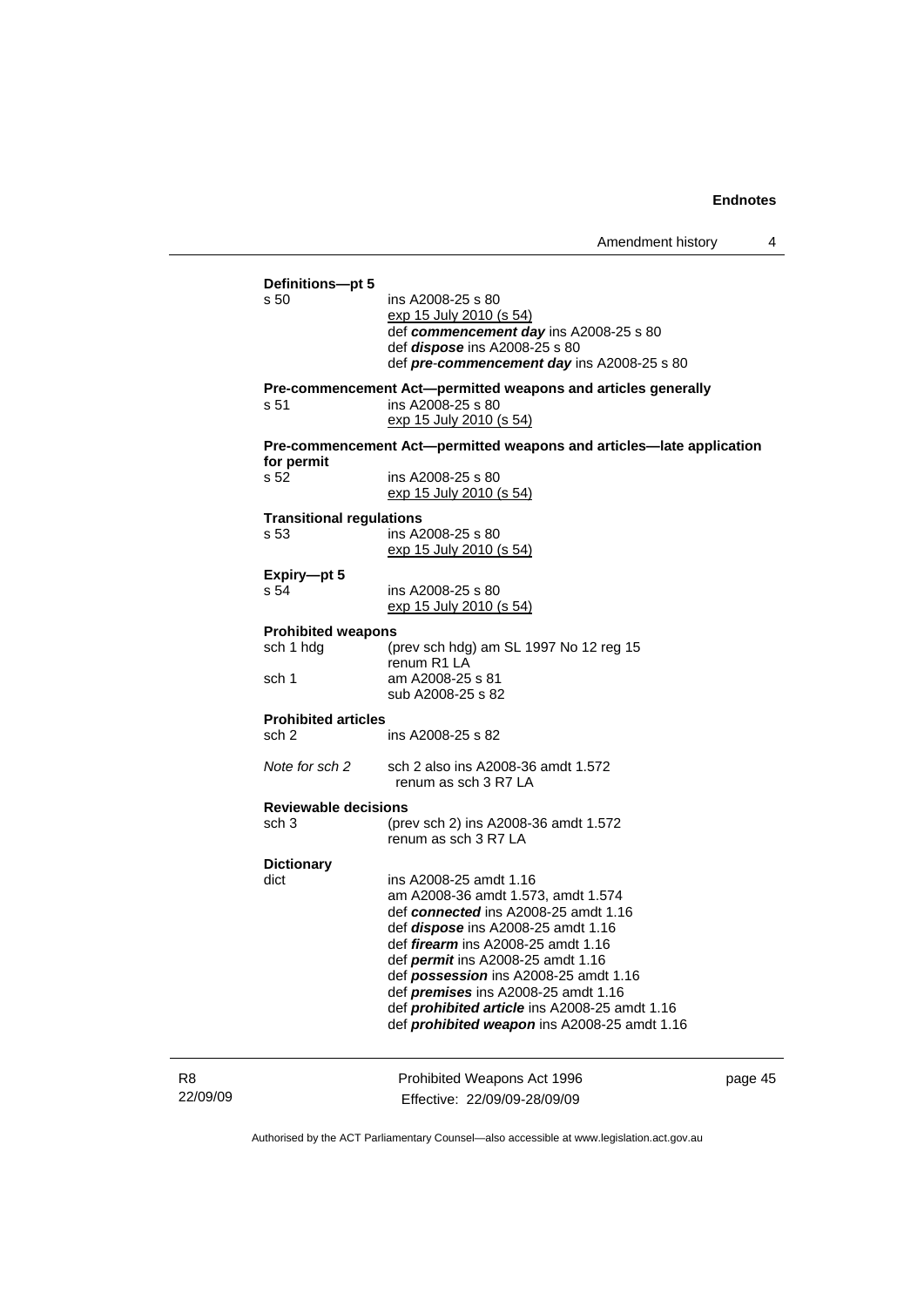**Definitions—pt 5**

s 50 ins A2008-25 s 80
exp 15 July 2010 (s 54)
def ***commencement day*** ins A2008-25 s 80
def ***dispose*** ins A2008-25 s 80
def ***pre*-*commencement day*** ins A2008-25 s 80

**Pre-commencement Act—permitted weapons and articles generally**

s 51 ins A2008-25 s 80
exp 15 July 2010 (s 54)

**Pre-commencement Act—permitted weapons and articles—late application for permit**

s 52 ins A2008-25 s 80
exp 15 July 2010 (s 54)

**Transitional regulations**

s 53 ins A2008-25 s 80
exp 15 July 2010 (s 54)

**Expiry—pt 5**

s 54 ins A2008-25 s 80
exp 15 July 2010 (s 54)

**Prohibited weapons**

sch 1 hdg (prev sch hdg) am SL 1997 No 12 reg 15
renum R1 LA
sch 1 am A2008-25 s 81
sub A2008-25 s 82

**Prohibited articles**

sch 2 ins A2008-25 s 82

*Note for sch 2* sch 2 also ins A2008-36 amdt 1.572
renum as sch 3 R7 LA

**Reviewable decisions**

sch 3 (prev sch 2) ins A2008-36 amdt 1.572
renum as sch 3 R7 LA

**Dictionary**

dict ins A2008-25 amdt 1.16
am A2008-36 amdt 1.573, amdt 1.574
def ***connected*** ins A2008-25 amdt 1.16
def ***dispose*** ins A2008-25 amdt 1.16
def ***firearm*** ins A2008-25 amdt 1.16
def ***permit*** ins A2008-25 amdt 1.16
def ***possession*** ins A2008-25 amdt 1.16
def ***premises*** ins A2008-25 amdt 1.16
def ***prohibited article*** ins A2008-25 amdt 1.16
def ***prohibited weapon*** ins A2008-25 amdt 1.16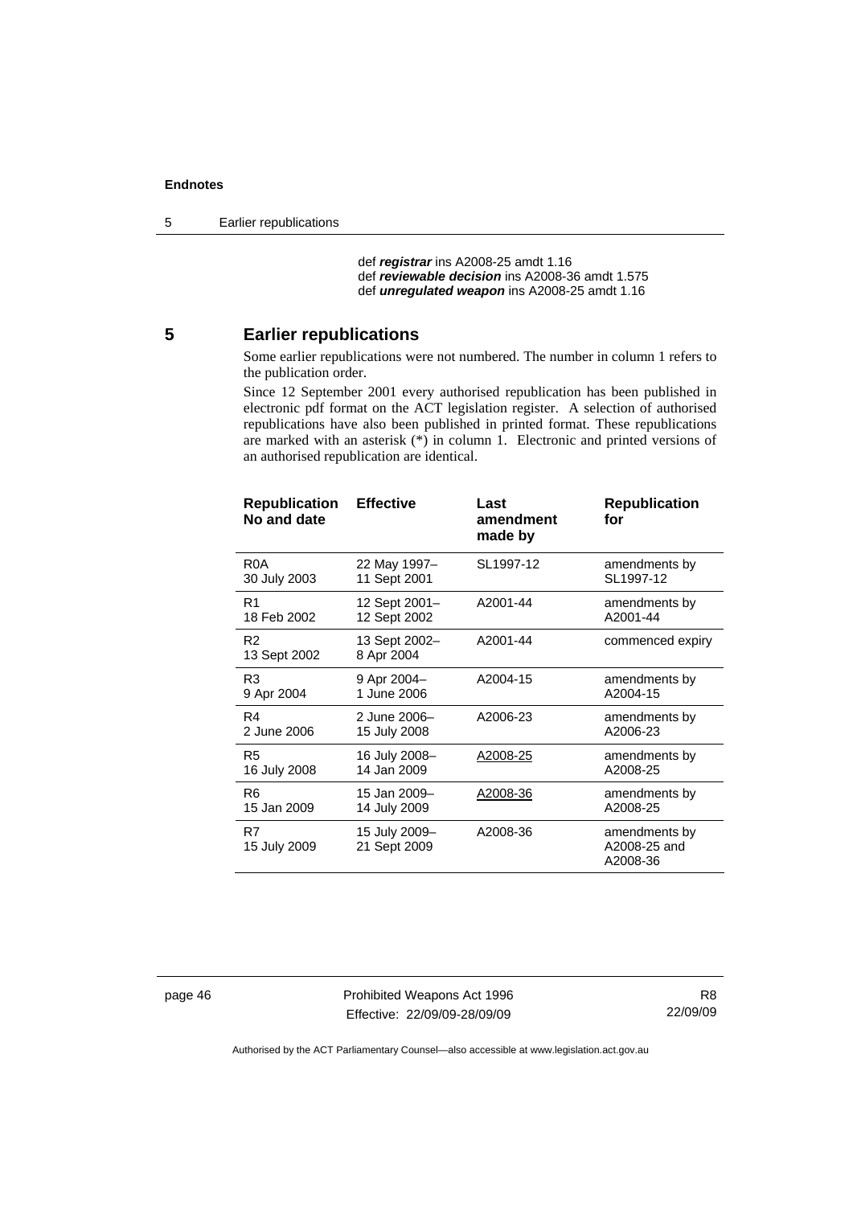def ***registrar*** ins A2008-25 amdt 1.16
def ***reviewable decision*** ins A2008-36 amdt 1.575
def ***unregulated weapon*** ins A2008-25 amdt 1.16

## 5 Earlier republications

Some earlier republications were not numbered. The number in column 1 refers to the publication order.

Since 12 September 2001 every authorised republication has been published in electronic pdf format on the ACT legislation register. A selection of authorised republications have also been published in printed format. These republications are marked with an asterisk (*) in column 1. Electronic and printed versions of an authorised republication are identical.

| Republication No and date | Effective | Last amendment made by | Republication for |
|---|---|---|---|
| R0A<br>30 July 2003 | 22 May 1997–<br>11 Sept 2001 | SL1997-12 | amendments by SL1997-12 |
| R1<br>18 Feb 2002 | 12 Sept 2001–<br>12 Sept 2002 | A2001-44 | amendments by A2001-44 |
| R2<br>13 Sept 2002 | 13 Sept 2002–<br>8 Apr 2004 | A2001-44 | commenced expiry |
| R3<br>9 Apr 2004 | 9 Apr 2004–<br>1 June 2006 | A2004-15 | amendments by A2004-15 |
| R4<br>2 June 2006 | 2 June 2006–<br>15 July 2008 | A2006-23 | amendments by A2006-23 |
| R5<br>16 July 2008 | 16 July 2008–<br>14 Jan 2009 | A2008-25 | amendments by A2008-25 |
| R6<br>15 Jan 2009 | 15 Jan 2009–<br>14 July 2009 | A2008-36 | amendments by A2008-25 |
| R7<br>15 July 2009 | 15 July 2009–<br>21 Sept 2009 | A2008-36 | amendments by A2008-25 and A2008-36 |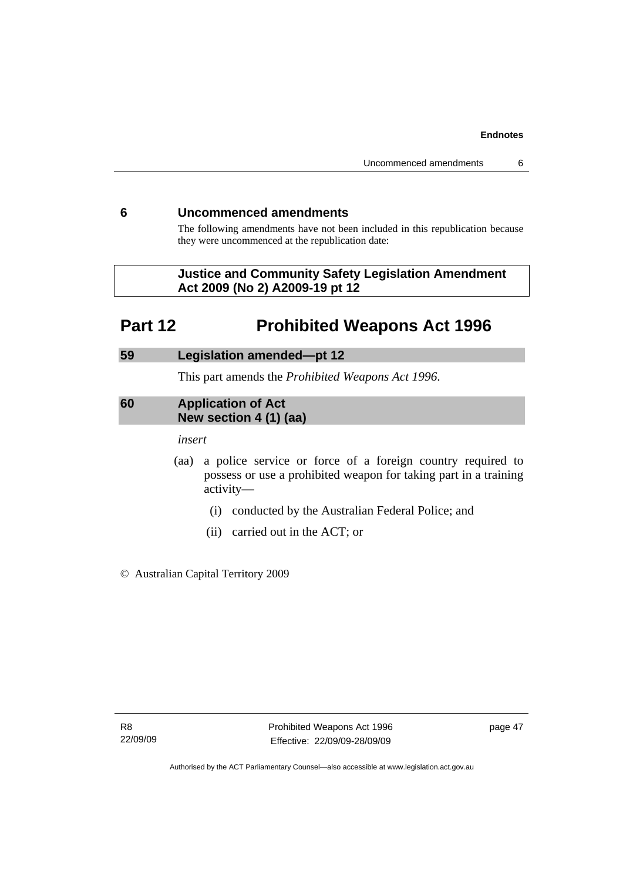## 6 Uncommenced amendments

The following amendments have not been included in this republication because they were uncommenced at the republication date:

**Justice and Community Safety Legislation Amendment Act 2009 (No 2) A2009-19 pt 12**

# Part 12 Prohibited Weapons Act 1996

### 59 Legislation amended—pt 12

This part amends the *Prohibited Weapons Act 1996*.

### 60 Application of Act
### New section 4 (1) (aa)

*insert*

(aa) a police service or force of a foreign country required to possess or use a prohibited weapon for taking part in a training activity—

(i) conducted by the Australian Federal Police; and

(ii) carried out in the ACT; or

© Australian Capital Territory 2009